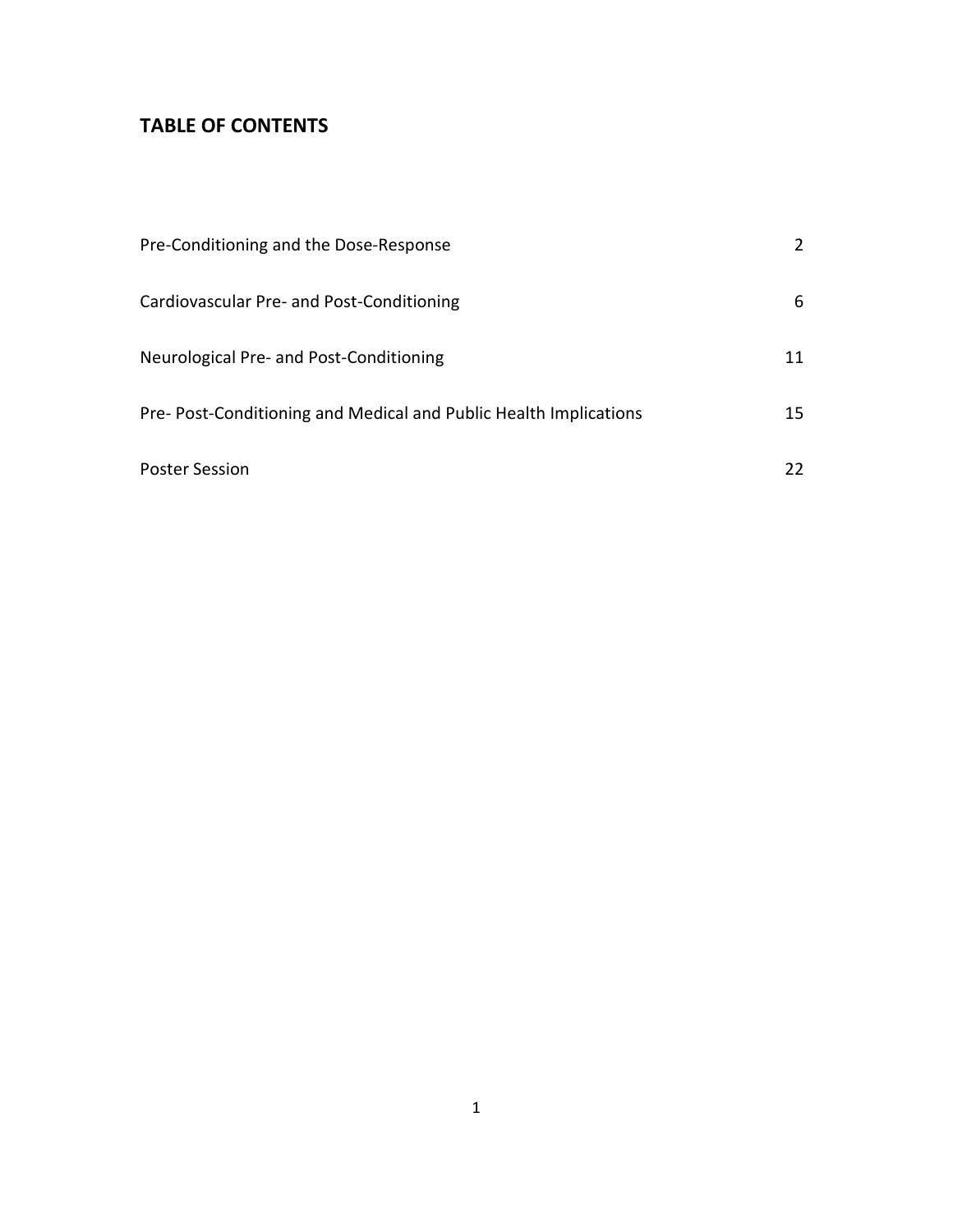## TABLE OF CONTENTS

| | |
|---|---|
| Pre-Conditioning and the Dose-Response | 2 |
| Cardiovascular Pre- and Post-Conditioning | 6 |
| Neurological Pre- and Post-Conditioning | 11 |
| Pre- Post-Conditioning and Medical and Public Health Implications | 15 |
| Poster Session | 22 |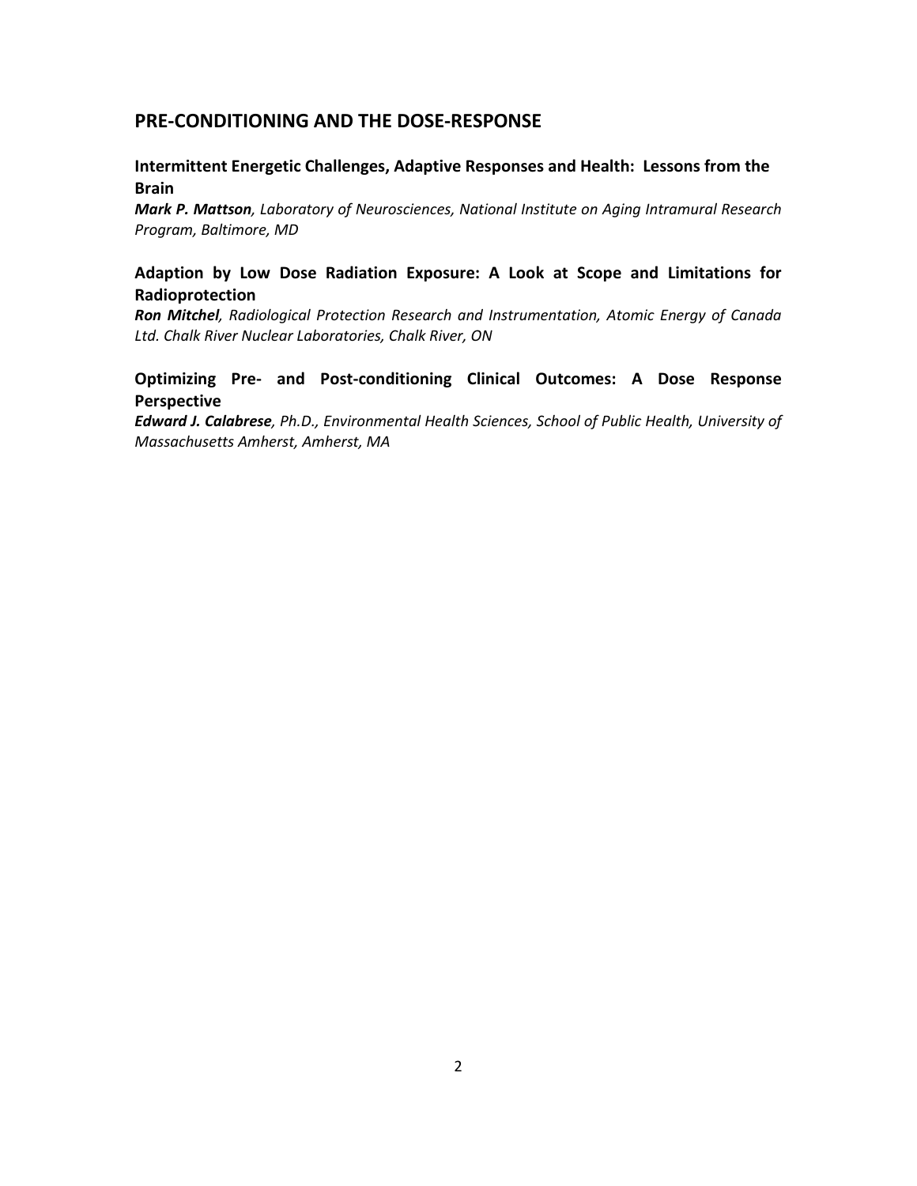## PRE-CONDITIONING AND THE DOSE-RESPONSE

### Intermittent Energetic Challenges, Adaptive Responses and Health: Lessons from the Brain

***Mark P. Mattson**, Laboratory of Neurosciences, National Institute on Aging Intramural Research Program, Baltimore, MD*

### Adaption by Low Dose Radiation Exposure: A Look at Scope and Limitations for Radioprotection

***Ron Mitchel**, Radiological Protection Research and Instrumentation, Atomic Energy of Canada Ltd. Chalk River Nuclear Laboratories, Chalk River, ON*

### Optimizing Pre- and Post-conditioning Clinical Outcomes: A Dose Response Perspective

***Edward J. Calabrese**, Ph.D., Environmental Health Sciences, School of Public Health, University of Massachusetts Amherst, Amherst, MA*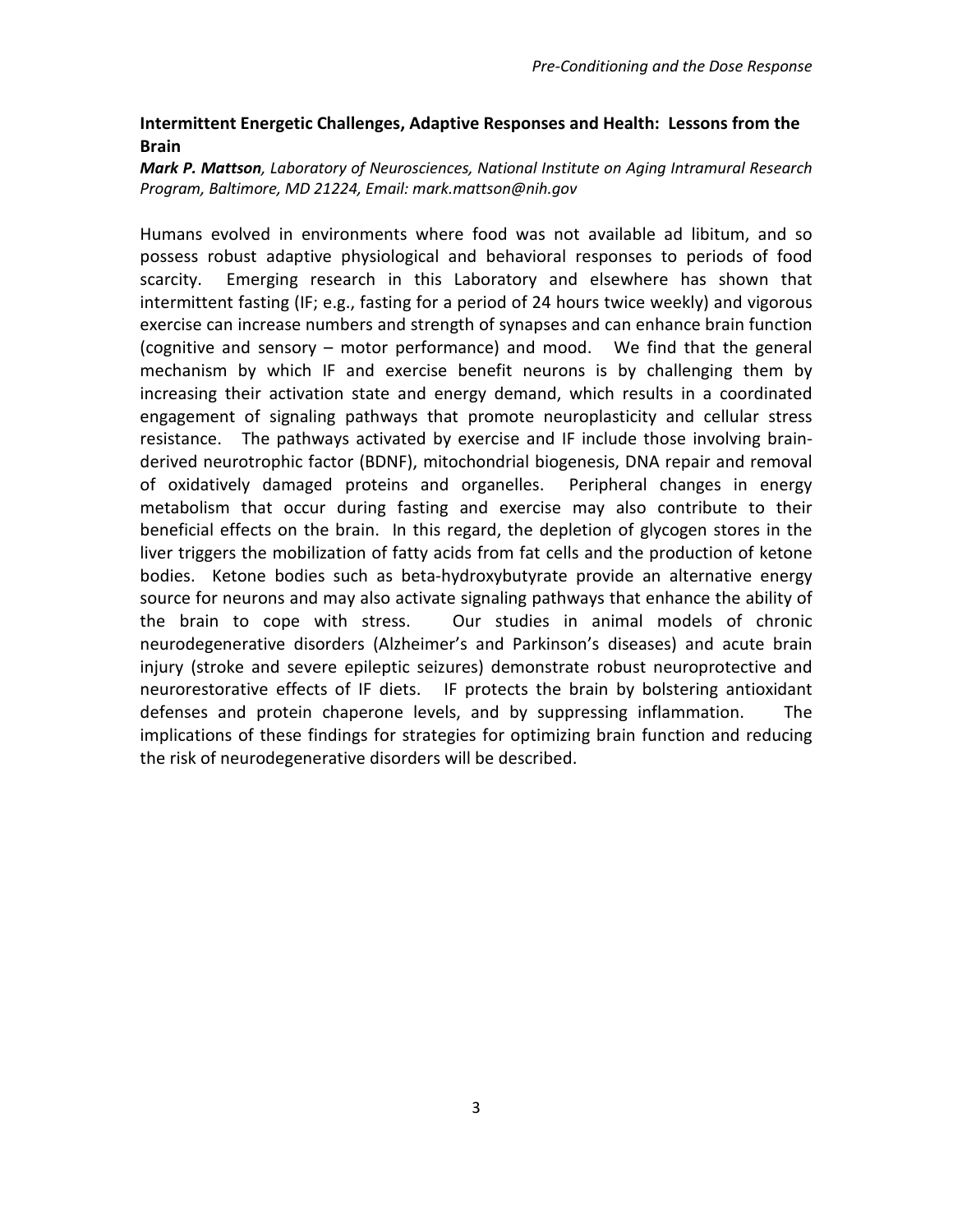### Intermittent Energetic Challenges, Adaptive Responses and Health: Lessons from the Brain

***Mark P. Mattson**, Laboratory of Neurosciences, National Institute on Aging Intramural Research Program, Baltimore, MD 21224, Email: mark.mattson@nih.gov*

Humans evolved in environments where food was not available ad libitum, and so possess robust adaptive physiological and behavioral responses to periods of food scarcity. Emerging research in this Laboratory and elsewhere has shown that intermittent fasting (IF; e.g., fasting for a period of 24 hours twice weekly) and vigorous exercise can increase numbers and strength of synapses and can enhance brain function (cognitive and sensory – motor performance) and mood. We find that the general mechanism by which IF and exercise benefit neurons is by challenging them by increasing their activation state and energy demand, which results in a coordinated engagement of signaling pathways that promote neuroplasticity and cellular stress resistance. The pathways activated by exercise and IF include those involving brain-derived neurotrophic factor (BDNF), mitochondrial biogenesis, DNA repair and removal of oxidatively damaged proteins and organelles. Peripheral changes in energy metabolism that occur during fasting and exercise may also contribute to their beneficial effects on the brain. In this regard, the depletion of glycogen stores in the liver triggers the mobilization of fatty acids from fat cells and the production of ketone bodies. Ketone bodies such as beta-hydroxybutyrate provide an alternative energy source for neurons and may also activate signaling pathways that enhance the ability of the brain to cope with stress. Our studies in animal models of chronic neurodegenerative disorders (Alzheimer's and Parkinson's diseases) and acute brain injury (stroke and severe epileptic seizures) demonstrate robust neuroprotective and neurorestorative effects of IF diets. IF protects the brain by bolstering antioxidant defenses and protein chaperone levels, and by suppressing inflammation. The implications of these findings for strategies for optimizing brain function and reducing the risk of neurodegenerative disorders will be described.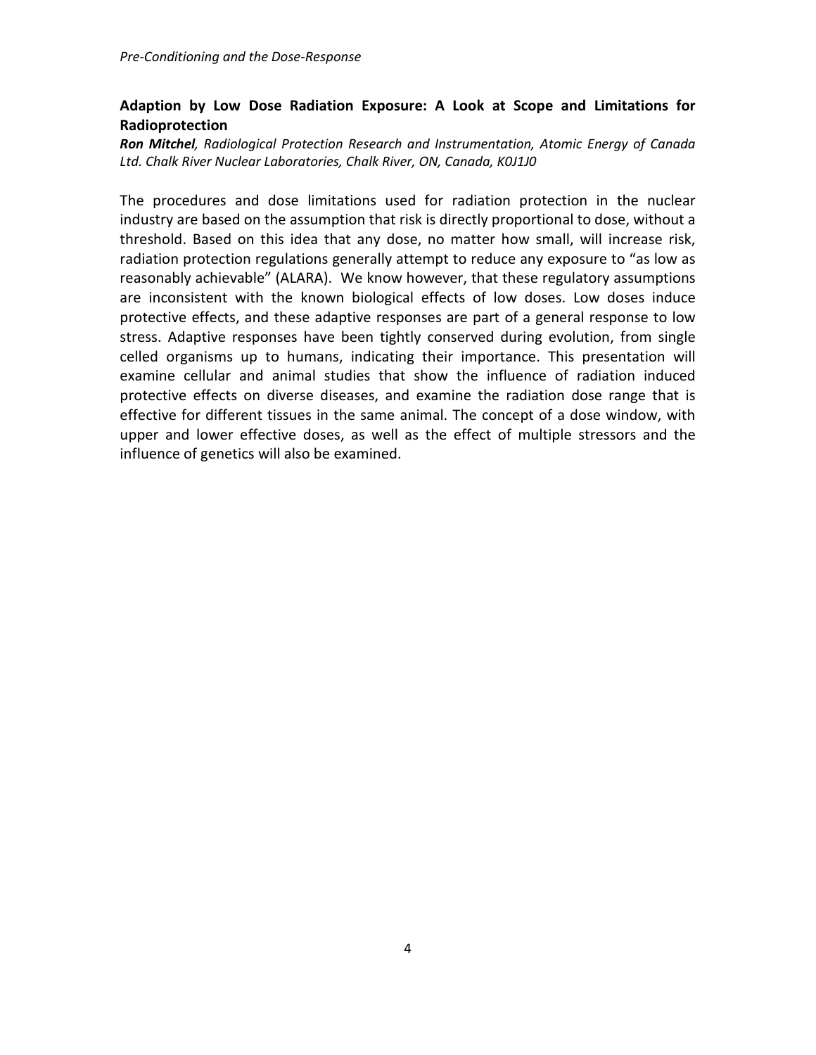## Adaption by Low Dose Radiation Exposure: A Look at Scope and Limitations for Radioprotection

***Ron Mitchel****, Radiological Protection Research and Instrumentation, Atomic Energy of Canada Ltd. Chalk River Nuclear Laboratories, Chalk River, ON, Canada, K0J1J0*

The procedures and dose limitations used for radiation protection in the nuclear industry are based on the assumption that risk is directly proportional to dose, without a threshold. Based on this idea that any dose, no matter how small, will increase risk, radiation protection regulations generally attempt to reduce any exposure to "as low as reasonably achievable" (ALARA). We know however, that these regulatory assumptions are inconsistent with the known biological effects of low doses. Low doses induce protective effects, and these adaptive responses are part of a general response to low stress. Adaptive responses have been tightly conserved during evolution, from single celled organisms up to humans, indicating their importance. This presentation will examine cellular and animal studies that show the influence of radiation induced protective effects on diverse diseases, and examine the radiation dose range that is effective for different tissues in the same animal. The concept of a dose window, with upper and lower effective doses, as well as the effect of multiple stressors and the influence of genetics will also be examined.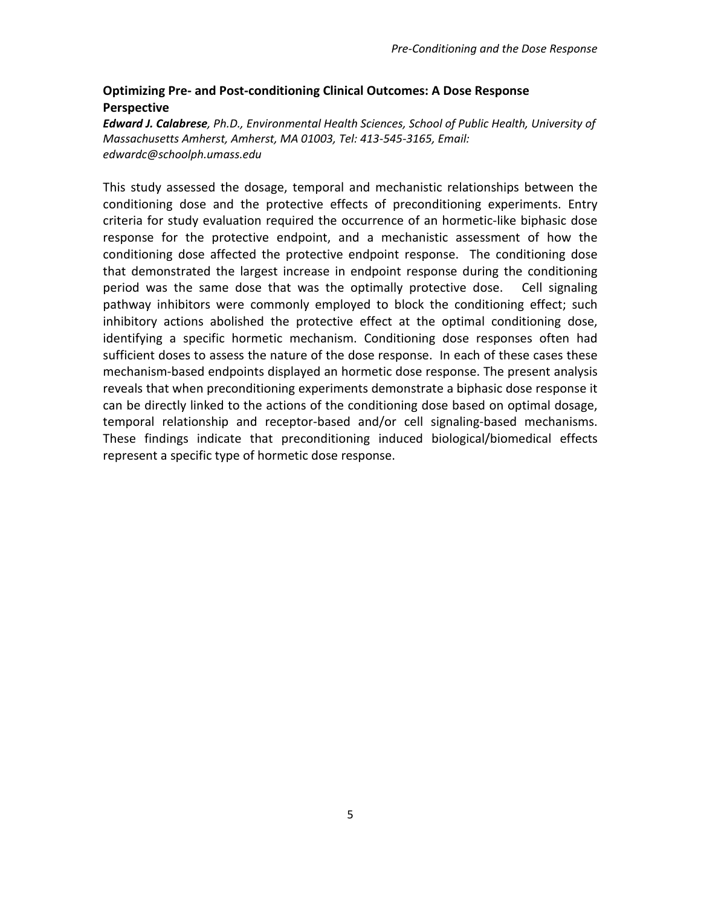## Optimizing Pre- and Post-conditioning Clinical Outcomes: A Dose Response Perspective

***Edward J. Calabrese****, Ph.D., Environmental Health Sciences, School of Public Health, University of Massachusetts Amherst, Amherst, MA 01003, Tel: 413-545-3165, Email: edwardc@schoolph.umass.edu*

This study assessed the dosage, temporal and mechanistic relationships between the conditioning dose and the protective effects of preconditioning experiments. Entry criteria for study evaluation required the occurrence of an hormetic-like biphasic dose response for the protective endpoint, and a mechanistic assessment of how the conditioning dose affected the protective endpoint response. The conditioning dose that demonstrated the largest increase in endpoint response during the conditioning period was the same dose that was the optimally protective dose. Cell signaling pathway inhibitors were commonly employed to block the conditioning effect; such inhibitory actions abolished the protective effect at the optimal conditioning dose, identifying a specific hormetic mechanism. Conditioning dose responses often had sufficient doses to assess the nature of the dose response. In each of these cases these mechanism-based endpoints displayed an hormetic dose response. The present analysis reveals that when preconditioning experiments demonstrate a biphasic dose response it can be directly linked to the actions of the conditioning dose based on optimal dosage, temporal relationship and receptor-based and/or cell signaling-based mechanisms. These findings indicate that preconditioning induced biological/biomedical effects represent a specific type of hormetic dose response.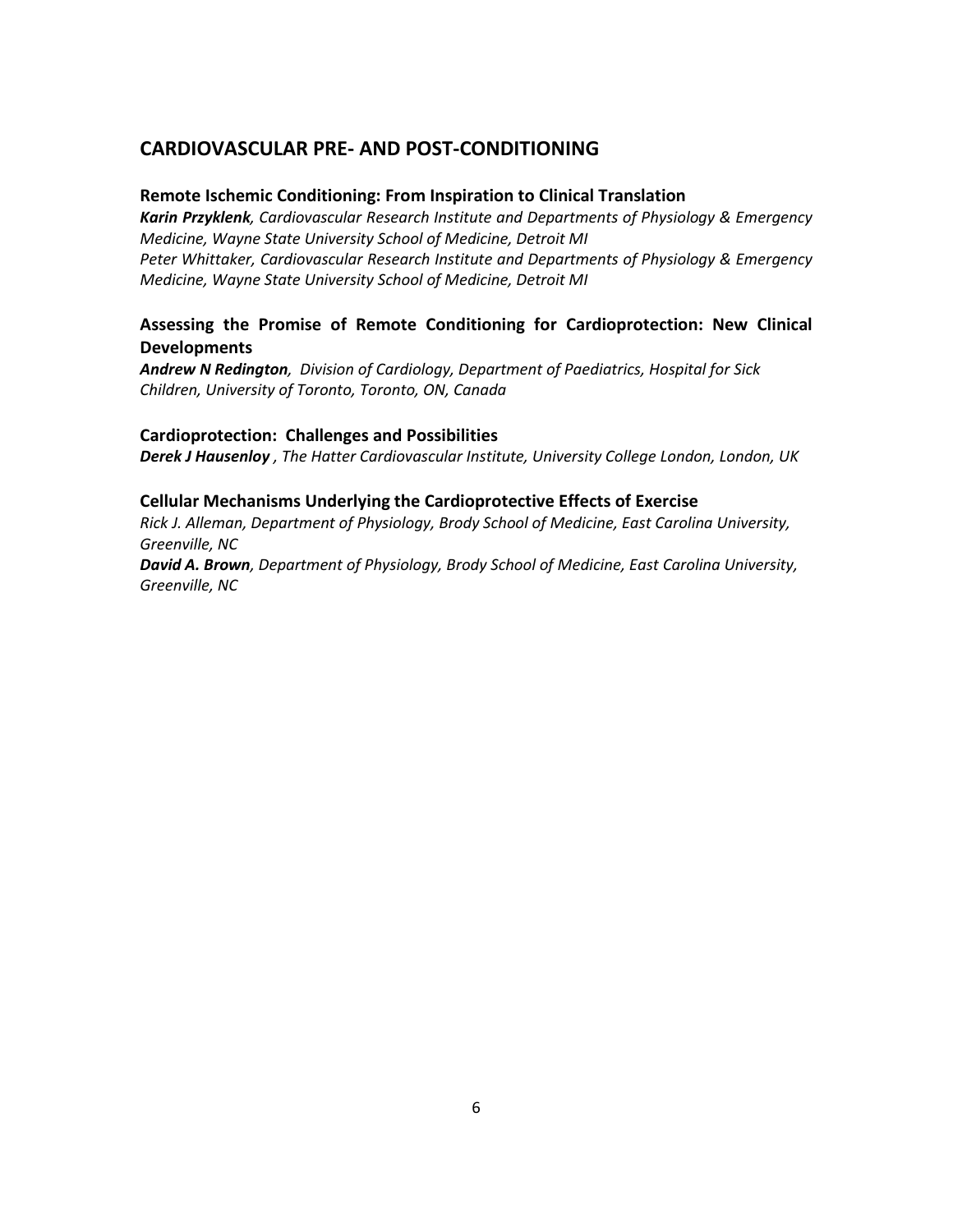## CARDIOVASCULAR PRE- AND POST-CONDITIONING

### Remote Ischemic Conditioning: From Inspiration to Clinical Translation

***Karin Przyklenk****, Cardiovascular Research Institute and Departments of Physiology & Emergency Medicine, Wayne State University School of Medicine, Detroit MI*

*Peter Whittaker, Cardiovascular Research Institute and Departments of Physiology & Emergency Medicine, Wayne State University School of Medicine, Detroit MI*

### Assessing the Promise of Remote Conditioning for Cardioprotection: New Clinical Developments

***Andrew N Redington****, Division of Cardiology, Department of Paediatrics, Hospital for Sick Children, University of Toronto, Toronto, ON, Canada*

### Cardioprotection: Challenges and Possibilities

***Derek J Hausenloy*** *, The Hatter Cardiovascular Institute, University College London, London, UK*

### Cellular Mechanisms Underlying the Cardioprotective Effects of Exercise

*Rick J. Alleman, Department of Physiology, Brody School of Medicine, East Carolina University, Greenville, NC*

***David A. Brown****, Department of Physiology, Brody School of Medicine, East Carolina University, Greenville, NC*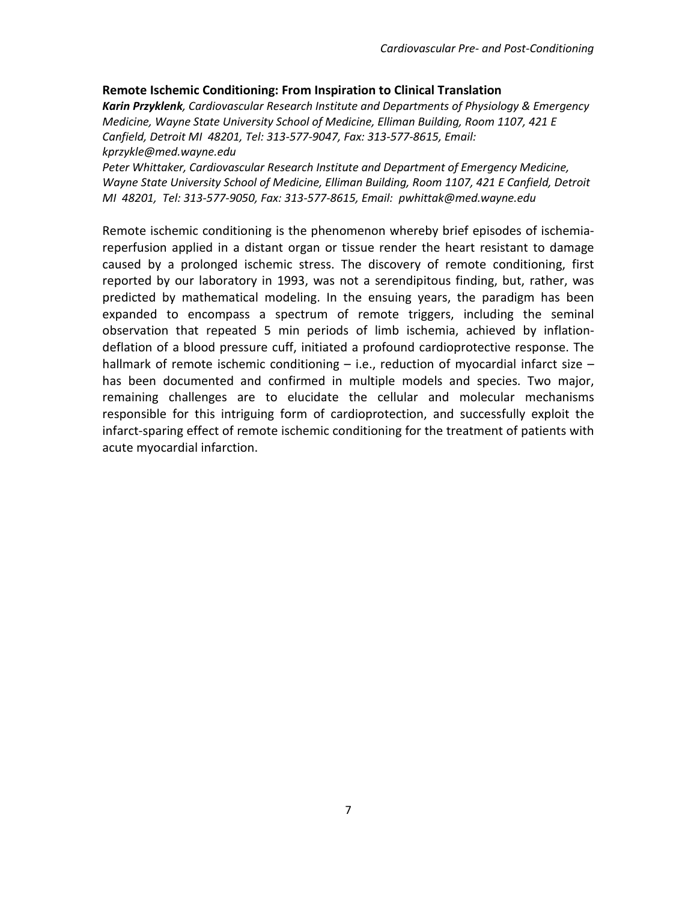**Remote Ischemic Conditioning: From Inspiration to Clinical Translation**

***Karin Przyklenk****, Cardiovascular Research Institute and Departments of Physiology & Emergency Medicine, Wayne State University School of Medicine, Elliman Building, Room 1107, 421 E Canfield, Detroit MI 48201, Tel: 313-577-9047, Fax: 313-577-8615, Email: kprzykle@med.wayne.edu*

*Peter Whittaker, Cardiovascular Research Institute and Department of Emergency Medicine, Wayne State University School of Medicine, Elliman Building, Room 1107, 421 E Canfield, Detroit MI 48201, Tel: 313-577-9050, Fax: 313-577-8615, Email: pwhittak@med.wayne.edu*

Remote ischemic conditioning is the phenomenon whereby brief episodes of ischemia-reperfusion applied in a distant organ or tissue render the heart resistant to damage caused by a prolonged ischemic stress. The discovery of remote conditioning, first reported by our laboratory in 1993, was not a serendipitous finding, but, rather, was predicted by mathematical modeling. In the ensuing years, the paradigm has been expanded to encompass a spectrum of remote triggers, including the seminal observation that repeated 5 min periods of limb ischemia, achieved by inflation-deflation of a blood pressure cuff, initiated a profound cardioprotective response. The hallmark of remote ischemic conditioning – i.e., reduction of myocardial infarct size – has been documented and confirmed in multiple models and species. Two major, remaining challenges are to elucidate the cellular and molecular mechanisms responsible for this intriguing form of cardioprotection, and successfully exploit the infarct-sparing effect of remote ischemic conditioning for the treatment of patients with acute myocardial infarction.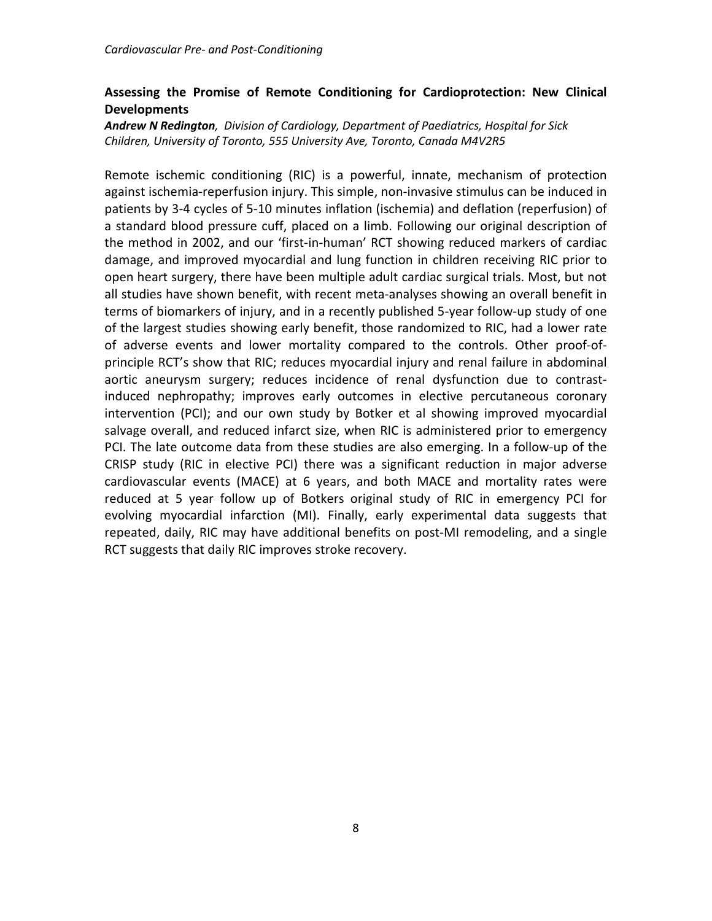## Assessing the Promise of Remote Conditioning for Cardioprotection: New Clinical Developments

***Andrew N Redington****, Division of Cardiology, Department of Paediatrics, Hospital for Sick Children, University of Toronto, 555 University Ave, Toronto, Canada M4V2R5*

Remote ischemic conditioning (RIC) is a powerful, innate, mechanism of protection against ischemia-reperfusion injury. This simple, non-invasive stimulus can be induced in patients by 3-4 cycles of 5-10 minutes inflation (ischemia) and deflation (reperfusion) of a standard blood pressure cuff, placed on a limb. Following our original description of the method in 2002, and our 'first-in-human' RCT showing reduced markers of cardiac damage, and improved myocardial and lung function in children receiving RIC prior to open heart surgery, there have been multiple adult cardiac surgical trials. Most, but not all studies have shown benefit, with recent meta-analyses showing an overall benefit in terms of biomarkers of injury, and in a recently published 5-year follow-up study of one of the largest studies showing early benefit, those randomized to RIC, had a lower rate of adverse events and lower mortality compared to the controls. Other proof-of-principle RCT's show that RIC; reduces myocardial injury and renal failure in abdominal aortic aneurysm surgery; reduces incidence of renal dysfunction due to contrast-induced nephropathy; improves early outcomes in elective percutaneous coronary intervention (PCI); and our own study by Botker et al showing improved myocardial salvage overall, and reduced infarct size, when RIC is administered prior to emergency PCI. The late outcome data from these studies are also emerging. In a follow-up of the CRISP study (RIC in elective PCI) there was a significant reduction in major adverse cardiovascular events (MACE) at 6 years, and both MACE and mortality rates were reduced at 5 year follow up of Botkers original study of RIC in emergency PCI for evolving myocardial infarction (MI). Finally, early experimental data suggests that repeated, daily, RIC may have additional benefits on post-MI remodeling, and a single RCT suggests that daily RIC improves stroke recovery.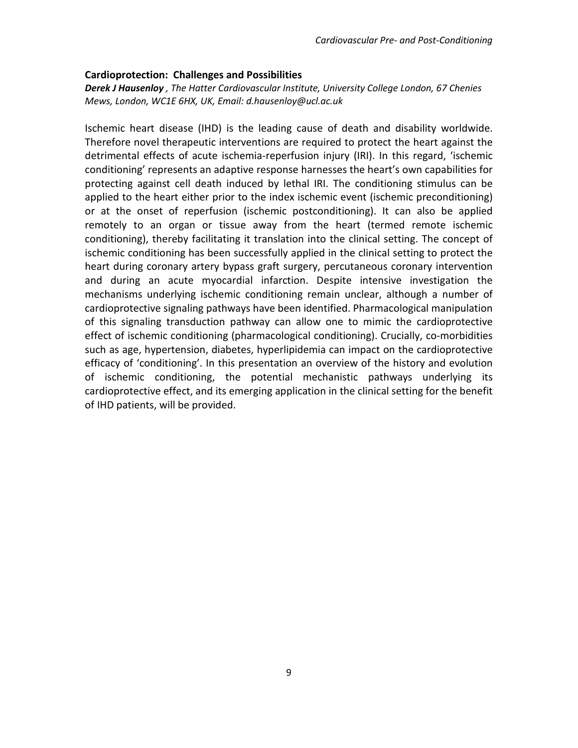### Cardioprotection: Challenges and Possibilities

***Derek J Hausenloy** , The Hatter Cardiovascular Institute, University College London, 67 Chenies Mews, London, WC1E 6HX, UK, Email: d.hausenloy@ucl.ac.uk*

Ischemic heart disease (IHD) is the leading cause of death and disability worldwide. Therefore novel therapeutic interventions are required to protect the heart against the detrimental effects of acute ischemia-reperfusion injury (IRI). In this regard, 'ischemic conditioning' represents an adaptive response harnesses the heart's own capabilities for protecting against cell death induced by lethal IRI. The conditioning stimulus can be applied to the heart either prior to the index ischemic event (ischemic preconditioning) or at the onset of reperfusion (ischemic postconditioning). It can also be applied remotely to an organ or tissue away from the heart (termed remote ischemic conditioning), thereby facilitating it translation into the clinical setting. The concept of ischemic conditioning has been successfully applied in the clinical setting to protect the heart during coronary artery bypass graft surgery, percutaneous coronary intervention and during an acute myocardial infarction. Despite intensive investigation the mechanisms underlying ischemic conditioning remain unclear, although a number of cardioprotective signaling pathways have been identified. Pharmacological manipulation of this signaling transduction pathway can allow one to mimic the cardioprotective effect of ischemic conditioning (pharmacological conditioning). Crucially, co-morbidities such as age, hypertension, diabetes, hyperlipidemia can impact on the cardioprotective efficacy of 'conditioning'. In this presentation an overview of the history and evolution of ischemic conditioning, the potential mechanistic pathways underlying its cardioprotective effect, and its emerging application in the clinical setting for the benefit of IHD patients, will be provided.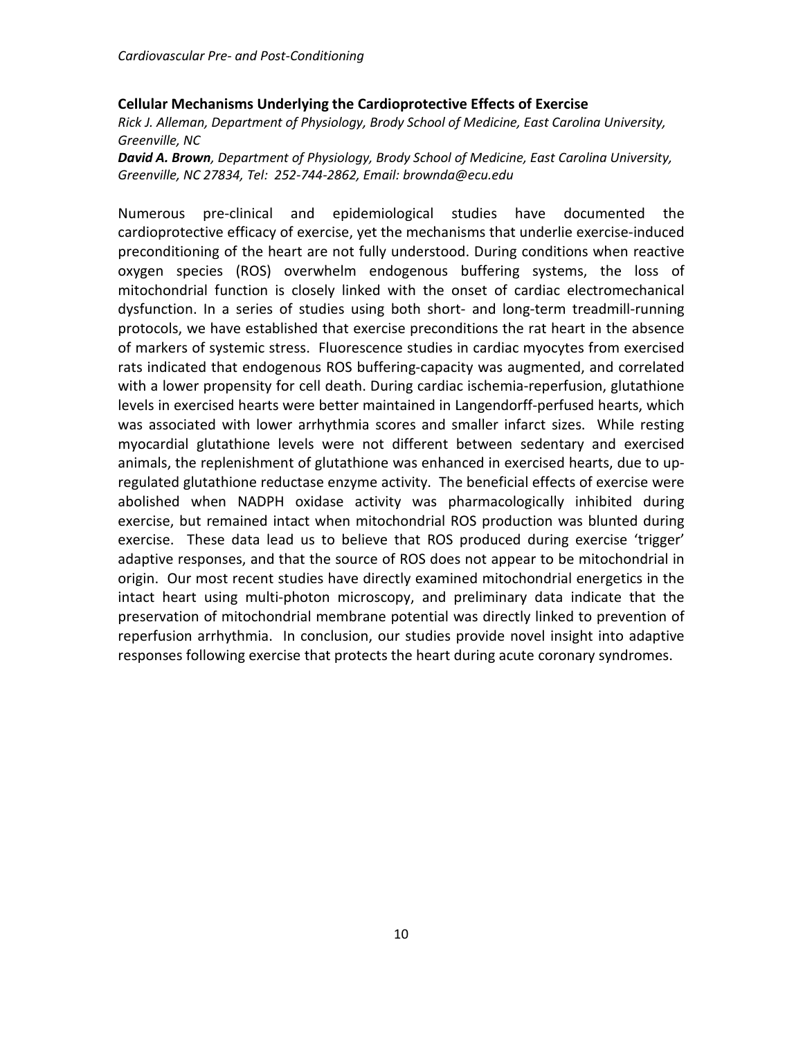## Cellular Mechanisms Underlying the Cardioprotective Effects of Exercise

*Rick J. Alleman, Department of Physiology, Brody School of Medicine, East Carolina University, Greenville, NC*

***David A. Brown**, Department of Physiology, Brody School of Medicine, East Carolina University, Greenville, NC 27834, Tel: 252-744-2862, Email: brownda@ecu.edu*

Numerous pre-clinical and epidemiological studies have documented the cardioprotective efficacy of exercise, yet the mechanisms that underlie exercise-induced preconditioning of the heart are not fully understood. During conditions when reactive oxygen species (ROS) overwhelm endogenous buffering systems, the loss of mitochondrial function is closely linked with the onset of cardiac electromechanical dysfunction. In a series of studies using both short- and long-term treadmill-running protocols, we have established that exercise preconditions the rat heart in the absence of markers of systemic stress. Fluorescence studies in cardiac myocytes from exercised rats indicated that endogenous ROS buffering-capacity was augmented, and correlated with a lower propensity for cell death. During cardiac ischemia-reperfusion, glutathione levels in exercised hearts were better maintained in Langendorff-perfused hearts, which was associated with lower arrhythmia scores and smaller infarct sizes. While resting myocardial glutathione levels were not different between sedentary and exercised animals, the replenishment of glutathione was enhanced in exercised hearts, due to up-regulated glutathione reductase enzyme activity. The beneficial effects of exercise were abolished when NADPH oxidase activity was pharmacologically inhibited during exercise, but remained intact when mitochondrial ROS production was blunted during exercise. These data lead us to believe that ROS produced during exercise 'trigger' adaptive responses, and that the source of ROS does not appear to be mitochondrial in origin. Our most recent studies have directly examined mitochondrial energetics in the intact heart using multi-photon microscopy, and preliminary data indicate that the preservation of mitochondrial membrane potential was directly linked to prevention of reperfusion arrhythmia. In conclusion, our studies provide novel insight into adaptive responses following exercise that protects the heart during acute coronary syndromes.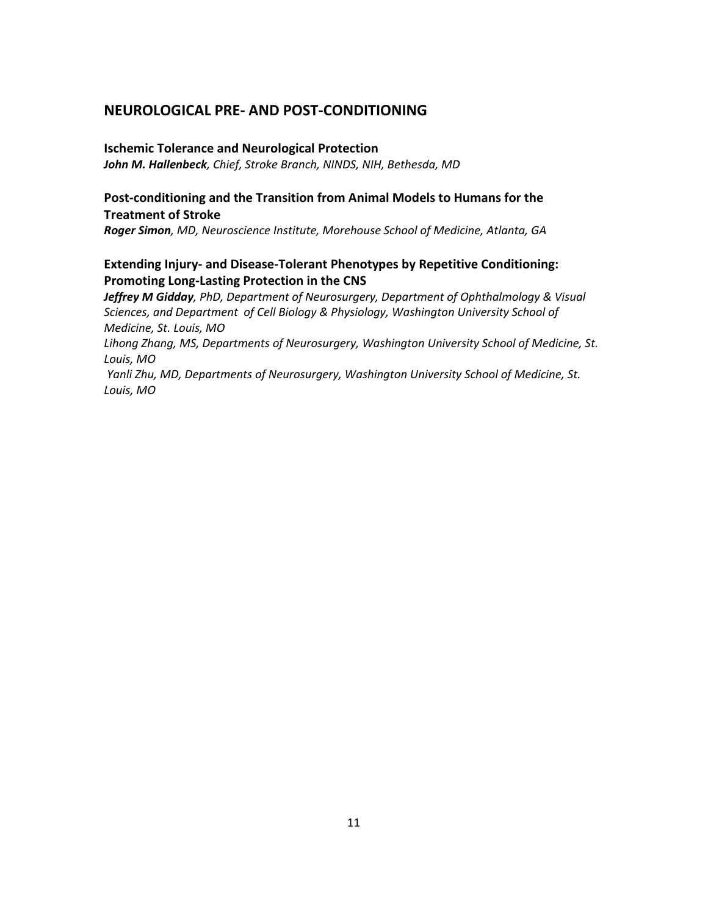## NEUROLOGICAL PRE- AND POST-CONDITIONING

**Ischemic Tolerance and Neurological Protection**
***John M. Hallenbeck**, Chief, Stroke Branch, NINDS, NIH, Bethesda, MD*

**Post-conditioning and the Transition from Animal Models to Humans for the Treatment of Stroke**
***Roger Simon**, MD, Neuroscience Institute, Morehouse School of Medicine, Atlanta, GA*

**Extending Injury- and Disease-Tolerant Phenotypes by Repetitive Conditioning: Promoting Long-Lasting Protection in the CNS**
***Jeffrey M Gidday**, PhD, Department of Neurosurgery, Department of Ophthalmology & Visual Sciences, and Department of Cell Biology & Physiology, Washington University School of Medicine, St. Louis, MO*
*Lihong Zhang, MS, Departments of Neurosurgery, Washington University School of Medicine, St. Louis, MO*
*Yanli Zhu, MD, Departments of Neurosurgery, Washington University School of Medicine, St. Louis, MO*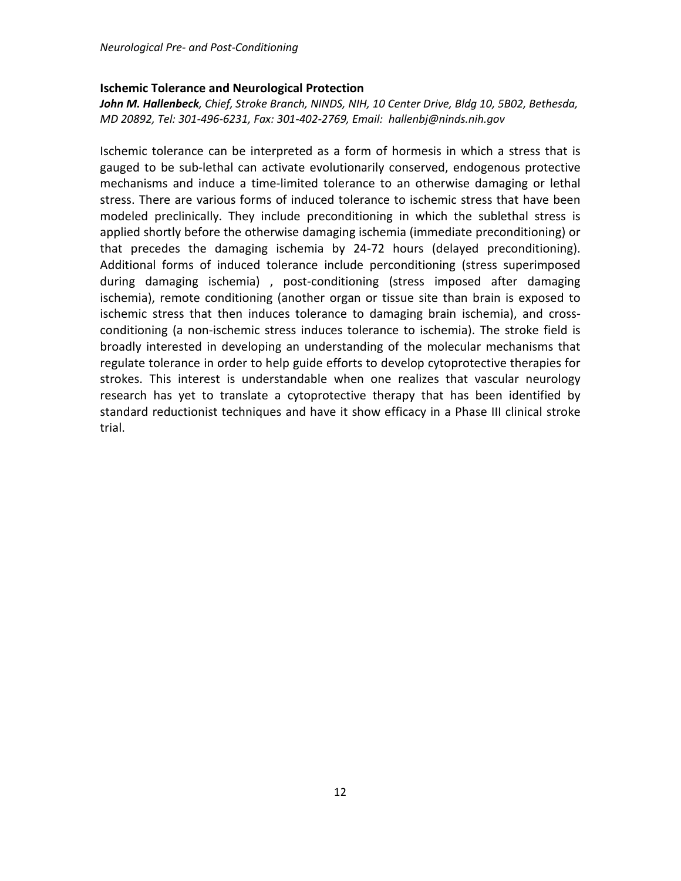### Ischemic Tolerance and Neurological Protection

***John M. Hallenbeck**, Chief, Stroke Branch, NINDS, NIH, 10 Center Drive, Bldg 10, 5B02, Bethesda, MD 20892, Tel: 301-496-6231, Fax: 301-402-2769, Email: hallenbj@ninds.nih.gov*

Ischemic tolerance can be interpreted as a form of hormesis in which a stress that is gauged to be sub-lethal can activate evolutionarily conserved, endogenous protective mechanisms and induce a time-limited tolerance to an otherwise damaging or lethal stress. There are various forms of induced tolerance to ischemic stress that have been modeled preclinically. They include preconditioning in which the sublethal stress is applied shortly before the otherwise damaging ischemia (immediate preconditioning) or that precedes the damaging ischemia by 24-72 hours (delayed preconditioning). Additional forms of induced tolerance include perconditioning (stress superimposed during damaging ischemia) , post-conditioning (stress imposed after damaging ischemia), remote conditioning (another organ or tissue site than brain is exposed to ischemic stress that then induces tolerance to damaging brain ischemia), and cross-conditioning (a non-ischemic stress induces tolerance to ischemia). The stroke field is broadly interested in developing an understanding of the molecular mechanisms that regulate tolerance in order to help guide efforts to develop cytoprotective therapies for strokes. This interest is understandable when one realizes that vascular neurology research has yet to translate a cytoprotective therapy that has been identified by standard reductionist techniques and have it show efficacy in a Phase III clinical stroke trial.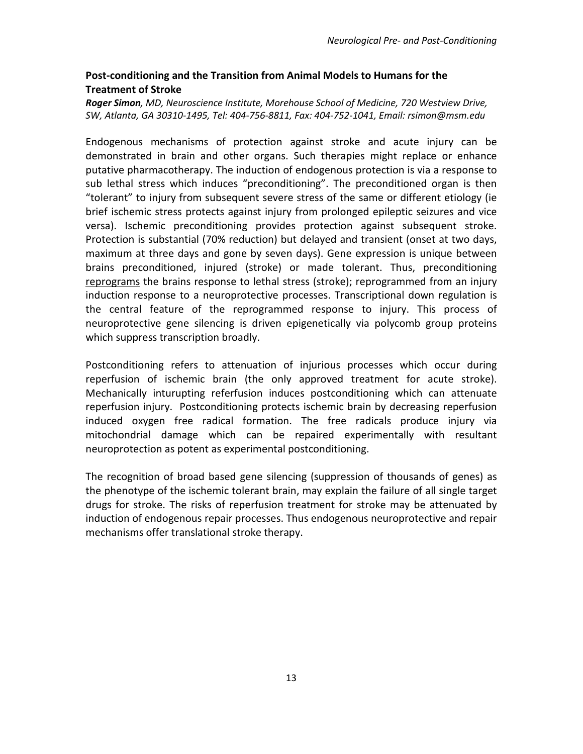## Post-conditioning and the Transition from Animal Models to Humans for the Treatment of Stroke

***Roger Simon****, MD, Neuroscience Institute, Morehouse School of Medicine, 720 Westview Drive, SW, Atlanta, GA 30310-1495, Tel: 404-756-8811, Fax: 404-752-1041, Email: rsimon@msm.edu*

Endogenous mechanisms of protection against stroke and acute injury can be demonstrated in brain and other organs. Such therapies might replace or enhance putative pharmacotherapy. The induction of endogenous protection is via a response to sub lethal stress which induces "preconditioning". The preconditioned organ is then "tolerant" to injury from subsequent severe stress of the same or different etiology (ie brief ischemic stress protects against injury from prolonged epileptic seizures and vice versa). Ischemic preconditioning provides protection against subsequent stroke. Protection is substantial (70% reduction) but delayed and transient (onset at two days, maximum at three days and gone by seven days). Gene expression is unique between brains preconditioned, injured (stroke) or made tolerant. Thus, preconditioning <u>reprograms</u> the brains response to lethal stress (stroke); reprogrammed from an injury induction response to a neuroprotective processes. Transcriptional down regulation is the central feature of the reprogrammed response to injury. This process of neuroprotective gene silencing is driven epigenetically via polycomb group proteins which suppress transcription broadly.

Postconditioning refers to attenuation of injurious processes which occur during reperfusion of ischemic brain (the only approved treatment for acute stroke). Mechanically inturupting referfusion induces postconditioning which can attenuate reperfusion injury. Postconditioning protects ischemic brain by decreasing reperfusion induced oxygen free radical formation. The free radicals produce injury via mitochondrial damage which can be repaired experimentally with resultant neuroprotection as potent as experimental postconditioning.

The recognition of broad based gene silencing (suppression of thousands of genes) as the phenotype of the ischemic tolerant brain, may explain the failure of all single target drugs for stroke. The risks of reperfusion treatment for stroke may be attenuated by induction of endogenous repair processes. Thus endogenous neuroprotective and repair mechanisms offer translational stroke therapy.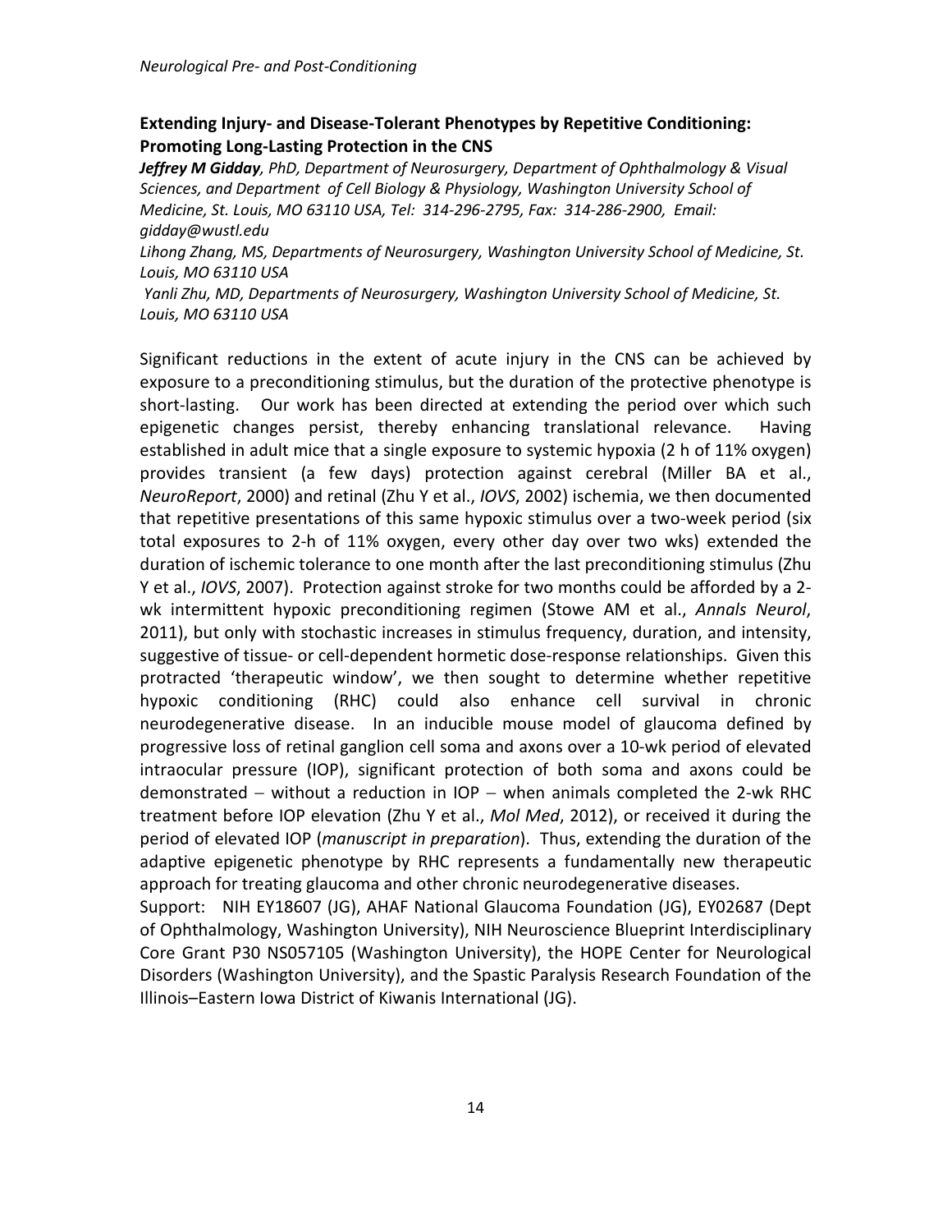## Extending Injury- and Disease-Tolerant Phenotypes by Repetitive Conditioning: Promoting Long-Lasting Protection in the CNS

***Jeffrey M Gidday**, PhD, Department of Neurosurgery, Department of Ophthalmology & Visual Sciences, and Department of Cell Biology & Physiology, Washington University School of Medicine, St. Louis, MO 63110 USA, Tel: 314-296-2795, Fax: 314-286-2900, Email: gidday@wustl.edu*

*Lihong Zhang, MS, Departments of Neurosurgery, Washington University School of Medicine, St. Louis, MO 63110 USA*

*Yanli Zhu, MD, Departments of Neurosurgery, Washington University School of Medicine, St. Louis, MO 63110 USA*

Significant reductions in the extent of acute injury in the CNS can be achieved by exposure to a preconditioning stimulus, but the duration of the protective phenotype is short-lasting. Our work has been directed at extending the period over which such epigenetic changes persist, thereby enhancing translational relevance. Having established in adult mice that a single exposure to systemic hypoxia (2 h of 11% oxygen) provides transient (a few days) protection against cerebral (Miller BA et al., *NeuroReport*, 2000) and retinal (Zhu Y et al., *IOVS*, 2002) ischemia, we then documented that repetitive presentations of this same hypoxic stimulus over a two-week period (six total exposures to 2-h of 11% oxygen, every other day over two wks) extended the duration of ischemic tolerance to one month after the last preconditioning stimulus (Zhu Y et al., *IOVS*, 2007). Protection against stroke for two months could be afforded by a 2-wk intermittent hypoxic preconditioning regimen (Stowe AM et al., *Annals Neurol*, 2011), but only with stochastic increases in stimulus frequency, duration, and intensity, suggestive of tissue- or cell-dependent hormetic dose-response relationships. Given this protracted 'therapeutic window', we then sought to determine whether repetitive hypoxic conditioning (RHC) could also enhance cell survival in chronic neurodegenerative disease. In an inducible mouse model of glaucoma defined by progressive loss of retinal ganglion cell soma and axons over a 10-wk period of elevated intraocular pressure (IOP), significant protection of both soma and axons could be demonstrated − without a reduction in IOP − when animals completed the 2-wk RHC treatment before IOP elevation (Zhu Y et al., *Mol Med*, 2012), or received it during the period of elevated IOP (*manuscript in preparation*). Thus, extending the duration of the adaptive epigenetic phenotype by RHC represents a fundamentally new therapeutic approach for treating glaucoma and other chronic neurodegenerative diseases.

Support: NIH EY18607 (JG), AHAF National Glaucoma Foundation (JG), EY02687 (Dept of Ophthalmology, Washington University), NIH Neuroscience Blueprint Interdisciplinary Core Grant P30 NS057105 (Washington University), the HOPE Center for Neurological Disorders (Washington University), and the Spastic Paralysis Research Foundation of the Illinois–Eastern Iowa District of Kiwanis International (JG).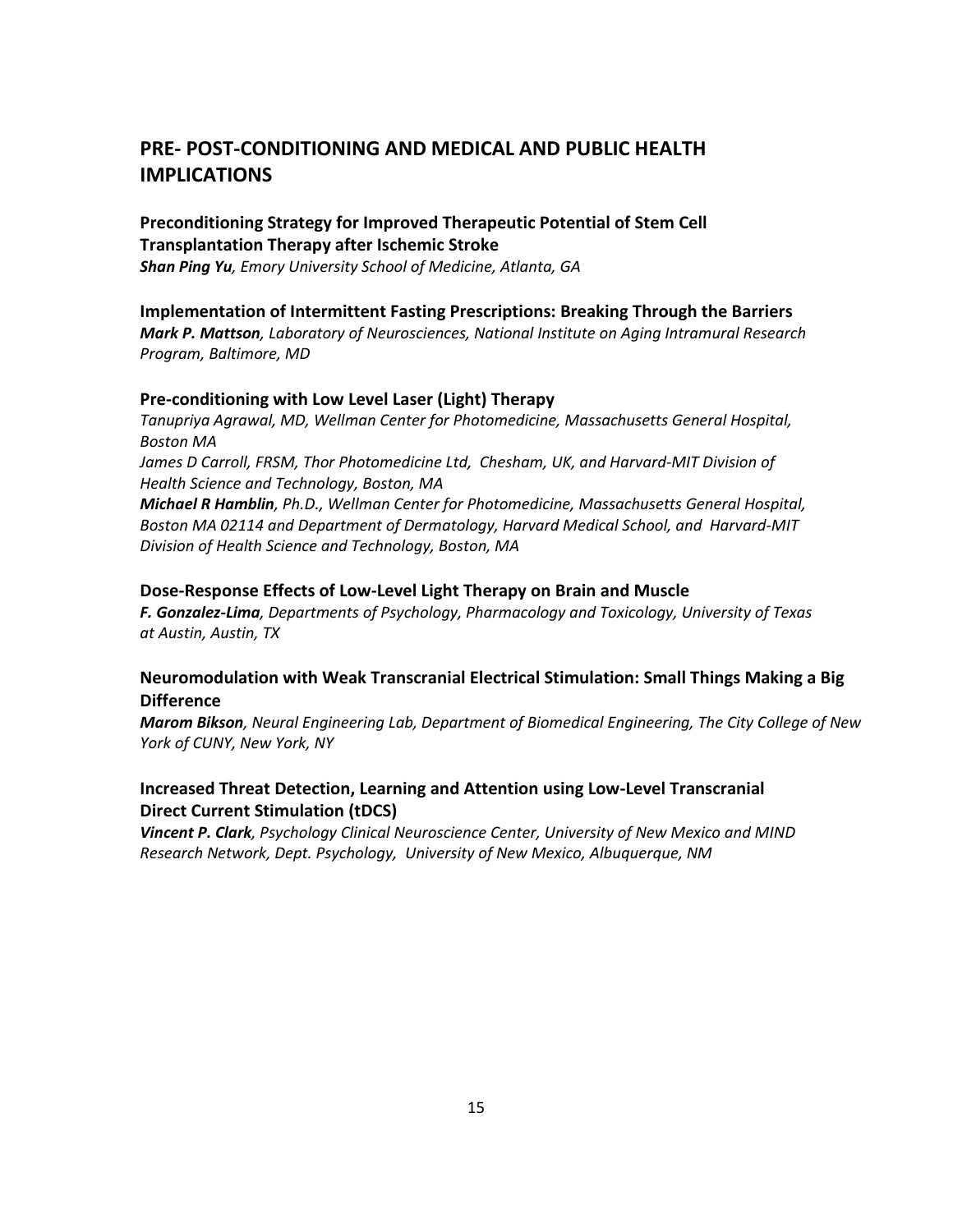## PRE- POST-CONDITIONING AND MEDICAL AND PUBLIC HEALTH IMPLICATIONS

**Preconditioning Strategy for Improved Therapeutic Potential of Stem Cell Transplantation Therapy after Ischemic Stroke**
***Shan Ping Yu****, Emory University School of Medicine, Atlanta, GA*

**Implementation of Intermittent Fasting Prescriptions: Breaking Through the Barriers**
***Mark P. Mattson****, Laboratory of Neurosciences, National Institute on Aging Intramural Research Program, Baltimore, MD*

**Pre-conditioning with Low Level Laser (Light) Therapy**
*Tanupriya Agrawal, MD, Wellman Center for Photomedicine, Massachusetts General Hospital, Boston MA*
*James D Carroll, FRSM, Thor Photomedicine Ltd, Chesham, UK, and Harvard-MIT Division of Health Science and Technology, Boston, MA*
***Michael R Hamblin****, Ph.D., Wellman Center for Photomedicine, Massachusetts General Hospital, Boston MA 02114 and Department of Dermatology, Harvard Medical School, and Harvard-MIT Division of Health Science and Technology, Boston, MA*

**Dose-Response Effects of Low-Level Light Therapy on Brain and Muscle**
***F. Gonzalez-Lima****, Departments of Psychology, Pharmacology and Toxicology, University of Texas at Austin, Austin, TX*

**Neuromodulation with Weak Transcranial Electrical Stimulation: Small Things Making a Big Difference**
***Marom Bikson****, Neural Engineering Lab, Department of Biomedical Engineering, The City College of New York of CUNY, New York, NY*

**Increased Threat Detection, Learning and Attention using Low-Level Transcranial Direct Current Stimulation (tDCS)**
***Vincent P. Clark****, Psychology Clinical Neuroscience Center, University of New Mexico and MIND Research Network, Dept. Psychology, University of New Mexico, Albuquerque, NM*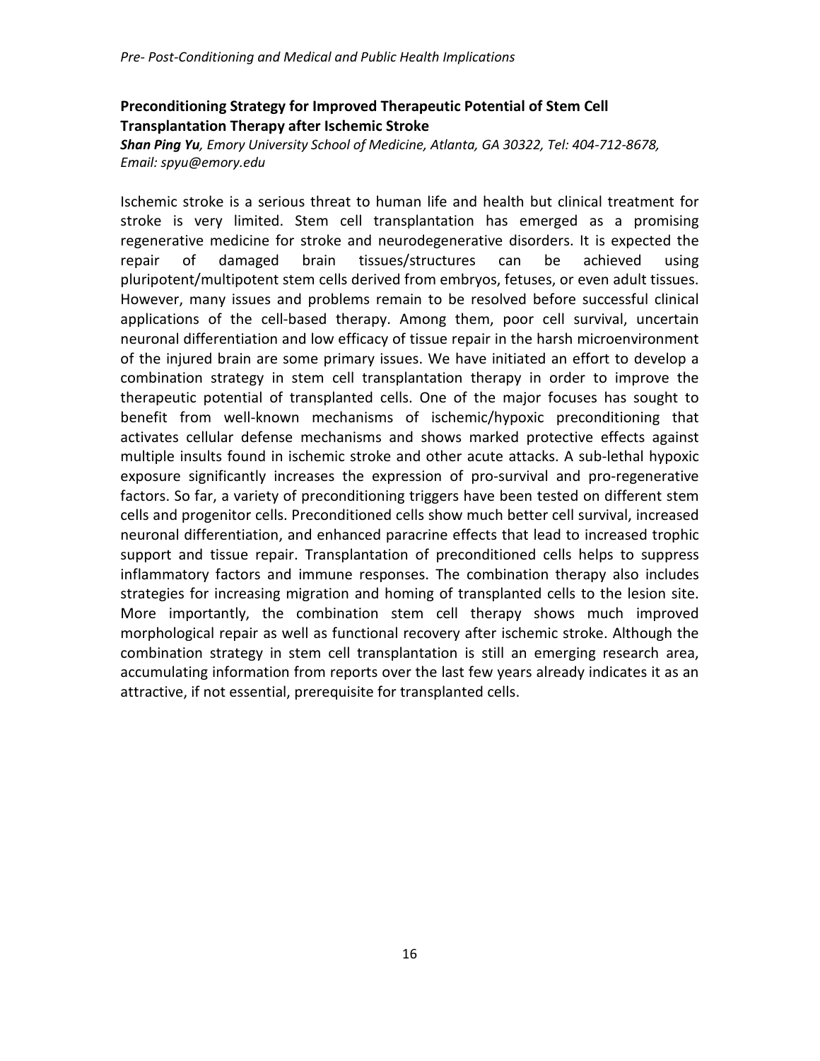## Preconditioning Strategy for Improved Therapeutic Potential of Stem Cell Transplantation Therapy after Ischemic Stroke

***Shan Ping Yu****, Emory University School of Medicine, Atlanta, GA 30322, Tel: 404-712-8678, Email: spyu@emory.edu*

Ischemic stroke is a serious threat to human life and health but clinical treatment for stroke is very limited. Stem cell transplantation has emerged as a promising regenerative medicine for stroke and neurodegenerative disorders. It is expected the repair of damaged brain tissues/structures can be achieved using pluripotent/multipotent stem cells derived from embryos, fetuses, or even adult tissues. However, many issues and problems remain to be resolved before successful clinical applications of the cell-based therapy. Among them, poor cell survival, uncertain neuronal differentiation and low efficacy of tissue repair in the harsh microenvironment of the injured brain are some primary issues. We have initiated an effort to develop a combination strategy in stem cell transplantation therapy in order to improve the therapeutic potential of transplanted cells. One of the major focuses has sought to benefit from well-known mechanisms of ischemic/hypoxic preconditioning that activates cellular defense mechanisms and shows marked protective effects against multiple insults found in ischemic stroke and other acute attacks. A sub-lethal hypoxic exposure significantly increases the expression of pro-survival and pro-regenerative factors. So far, a variety of preconditioning triggers have been tested on different stem cells and progenitor cells. Preconditioned cells show much better cell survival, increased neuronal differentiation, and enhanced paracrine effects that lead to increased trophic support and tissue repair. Transplantation of preconditioned cells helps to suppress inflammatory factors and immune responses. The combination therapy also includes strategies for increasing migration and homing of transplanted cells to the lesion site. More importantly, the combination stem cell therapy shows much improved morphological repair as well as functional recovery after ischemic stroke. Although the combination strategy in stem cell transplantation is still an emerging research area, accumulating information from reports over the last few years already indicates it as an attractive, if not essential, prerequisite for transplanted cells.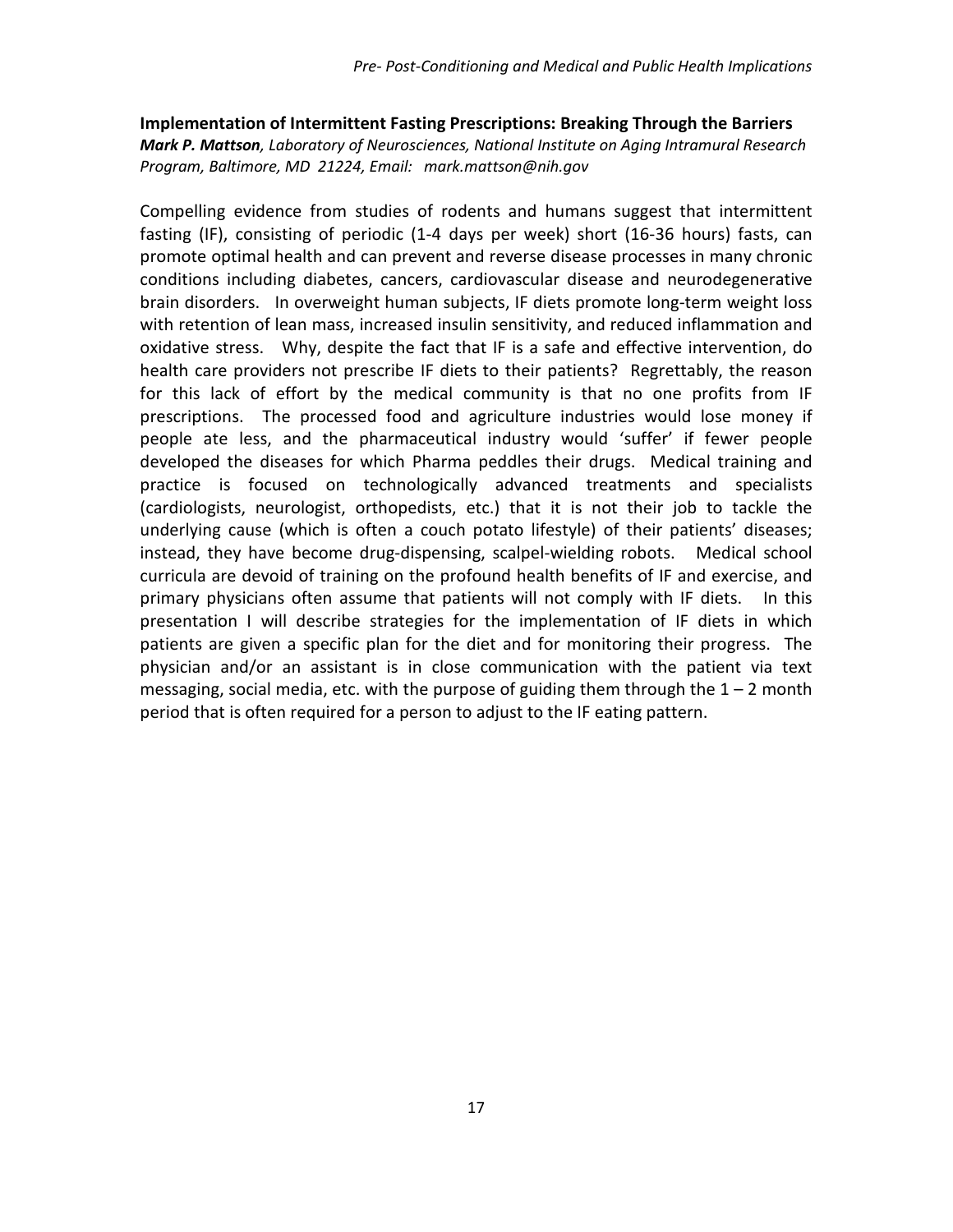**Implementation of Intermittent Fasting Prescriptions: Breaking Through the Barriers**

***Mark P. Mattson**, Laboratory of Neurosciences, National Institute on Aging Intramural Research Program, Baltimore, MD 21224, Email: mark.mattson@nih.gov*

Compelling evidence from studies of rodents and humans suggest that intermittent fasting (IF), consisting of periodic (1-4 days per week) short (16-36 hours) fasts, can promote optimal health and can prevent and reverse disease processes in many chronic conditions including diabetes, cancers, cardiovascular disease and neurodegenerative brain disorders. In overweight human subjects, IF diets promote long-term weight loss with retention of lean mass, increased insulin sensitivity, and reduced inflammation and oxidative stress. Why, despite the fact that IF is a safe and effective intervention, do health care providers not prescribe IF diets to their patients? Regrettably, the reason for this lack of effort by the medical community is that no one profits from IF prescriptions. The processed food and agriculture industries would lose money if people ate less, and the pharmaceutical industry would 'suffer' if fewer people developed the diseases for which Pharma peddles their drugs. Medical training and practice is focused on technologically advanced treatments and specialists (cardiologists, neurologist, orthopedists, etc.) that it is not their job to tackle the underlying cause (which is often a couch potato lifestyle) of their patients' diseases; instead, they have become drug-dispensing, scalpel-wielding robots. Medical school curricula are devoid of training on the profound health benefits of IF and exercise, and primary physicians often assume that patients will not comply with IF diets. In this presentation I will describe strategies for the implementation of IF diets in which patients are given a specific plan for the diet and for monitoring their progress. The physician and/or an assistant is in close communication with the patient via text messaging, social media, etc. with the purpose of guiding them through the 1 – 2 month period that is often required for a person to adjust to the IF eating pattern.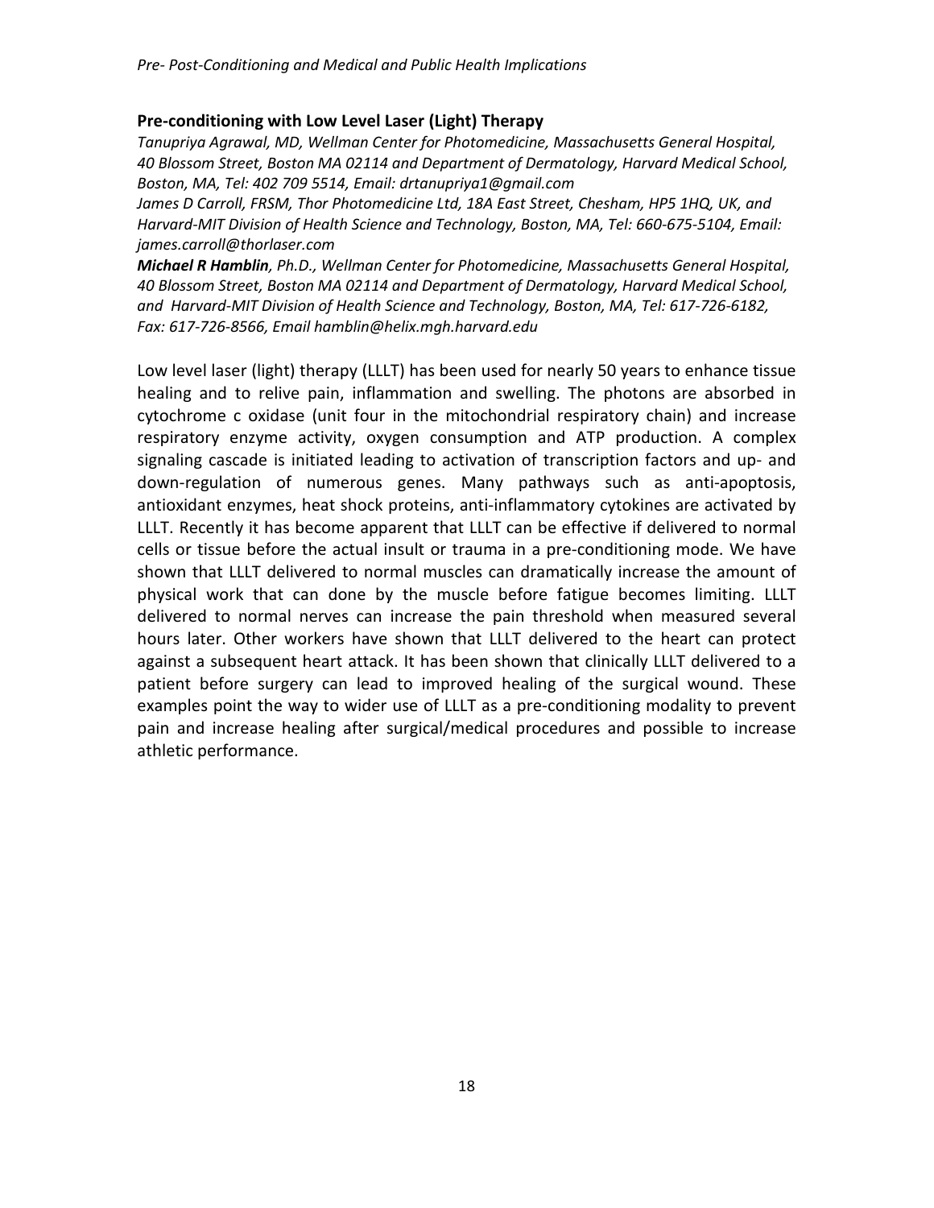## Pre-conditioning with Low Level Laser (Light) Therapy

*Tanupriya Agrawal, MD, Wellman Center for Photomedicine, Massachusetts General Hospital, 40 Blossom Street, Boston MA 02114 and Department of Dermatology, Harvard Medical School, Boston, MA, Tel: 402 709 5514, Email: drtanupriya1@gmail.com*

*James D Carroll, FRSM, Thor Photomedicine Ltd, 18A East Street, Chesham, HP5 1HQ, UK, and Harvard-MIT Division of Health Science and Technology, Boston, MA, Tel: 660-675-5104, Email: james.carroll@thorlaser.com*

***Michael R Hamblin****, Ph.D., Wellman Center for Photomedicine, Massachusetts General Hospital, 40 Blossom Street, Boston MA 02114 and Department of Dermatology, Harvard Medical School, and Harvard-MIT Division of Health Science and Technology, Boston, MA, Tel: 617-726-6182, Fax: 617-726-8566, Email hamblin@helix.mgh.harvard.edu*

Low level laser (light) therapy (LLLT) has been used for nearly 50 years to enhance tissue healing and to relive pain, inflammation and swelling. The photons are absorbed in cytochrome c oxidase (unit four in the mitochondrial respiratory chain) and increase respiratory enzyme activity, oxygen consumption and ATP production. A complex signaling cascade is initiated leading to activation of transcription factors and up- and down-regulation of numerous genes. Many pathways such as anti-apoptosis, antioxidant enzymes, heat shock proteins, anti-inflammatory cytokines are activated by LLLT. Recently it has become apparent that LLLT can be effective if delivered to normal cells or tissue before the actual insult or trauma in a pre-conditioning mode. We have shown that LLLT delivered to normal muscles can dramatically increase the amount of physical work that can done by the muscle before fatigue becomes limiting. LLLT delivered to normal nerves can increase the pain threshold when measured several hours later. Other workers have shown that LLLT delivered to the heart can protect against a subsequent heart attack. It has been shown that clinically LLLT delivered to a patient before surgery can lead to improved healing of the surgical wound. These examples point the way to wider use of LLLT as a pre-conditioning modality to prevent pain and increase healing after surgical/medical procedures and possible to increase athletic performance.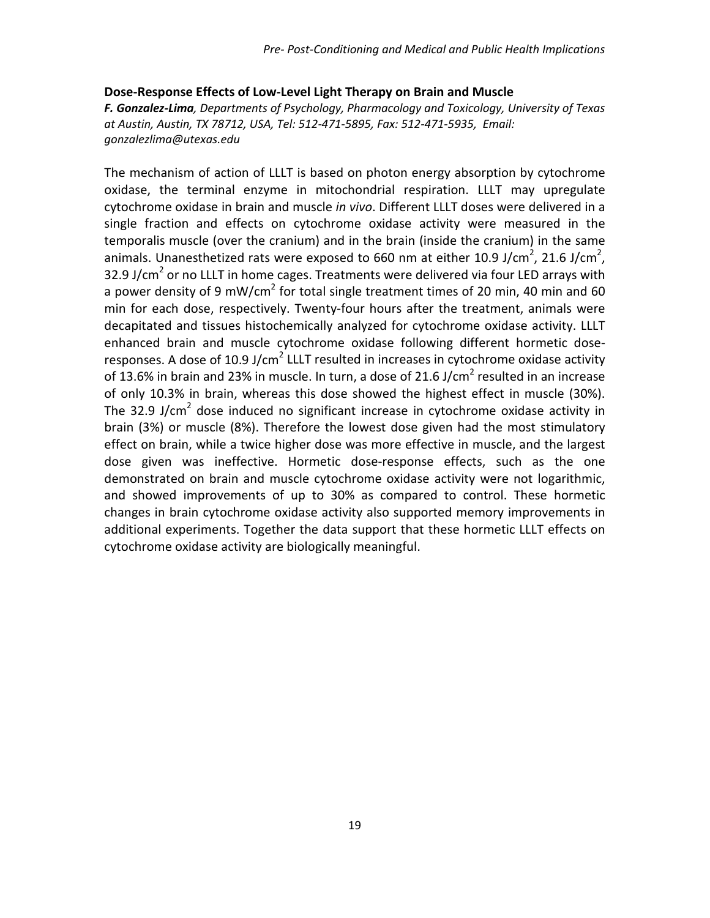### Dose-Response Effects of Low-Level Light Therapy on Brain and Muscle

***F. Gonzalez-Lima****, Departments of Psychology, Pharmacology and Toxicology, University of Texas at Austin, Austin, TX 78712, USA, Tel: 512-471-5895, Fax: 512-471-5935, Email: gonzalezlima@utexas.edu*

The mechanism of action of LLLT is based on photon energy absorption by cytochrome oxidase, the terminal enzyme in mitochondrial respiration. LLLT may upregulate cytochrome oxidase in brain and muscle *in vivo*. Different LLLT doses were delivered in a single fraction and effects on cytochrome oxidase activity were measured in the temporalis muscle (over the cranium) and in the brain (inside the cranium) in the same animals. Unanesthetized rats were exposed to 660 nm at either 10.9 $J/cm^2$, 21.6 $J/cm^2$, 32.9 $J/cm^2$ or no LLLT in home cages. Treatments were delivered via four LED arrays with a power density of 9 $mW/cm^2$ for total single treatment times of 20 min, 40 min and 60 min for each dose, respectively. Twenty-four hours after the treatment, animals were decapitated and tissues histochemically analyzed for cytochrome oxidase activity. LLLT enhanced brain and muscle cytochrome oxidase following different hormetic dose-responses. A dose of 10.9 $J/cm^2$ LLLT resulted in increases in cytochrome oxidase activity of 13.6% in brain and 23% in muscle. In turn, a dose of 21.6 $J/cm^2$ resulted in an increase of only 10.3% in brain, whereas this dose showed the highest effect in muscle (30%). The 32.9 $J/cm^2$ dose induced no significant increase in cytochrome oxidase activity in brain (3%) or muscle (8%). Therefore the lowest dose given had the most stimulatory effect on brain, while a twice higher dose was more effective in muscle, and the largest dose given was ineffective. Hormetic dose-response effects, such as the one demonstrated on brain and muscle cytochrome oxidase activity were not logarithmic, and showed improvements of up to 30% as compared to control. These hormetic changes in brain cytochrome oxidase activity also supported memory improvements in additional experiments. Together the data support that these hormetic LLLT effects on cytochrome oxidase activity are biologically meaningful.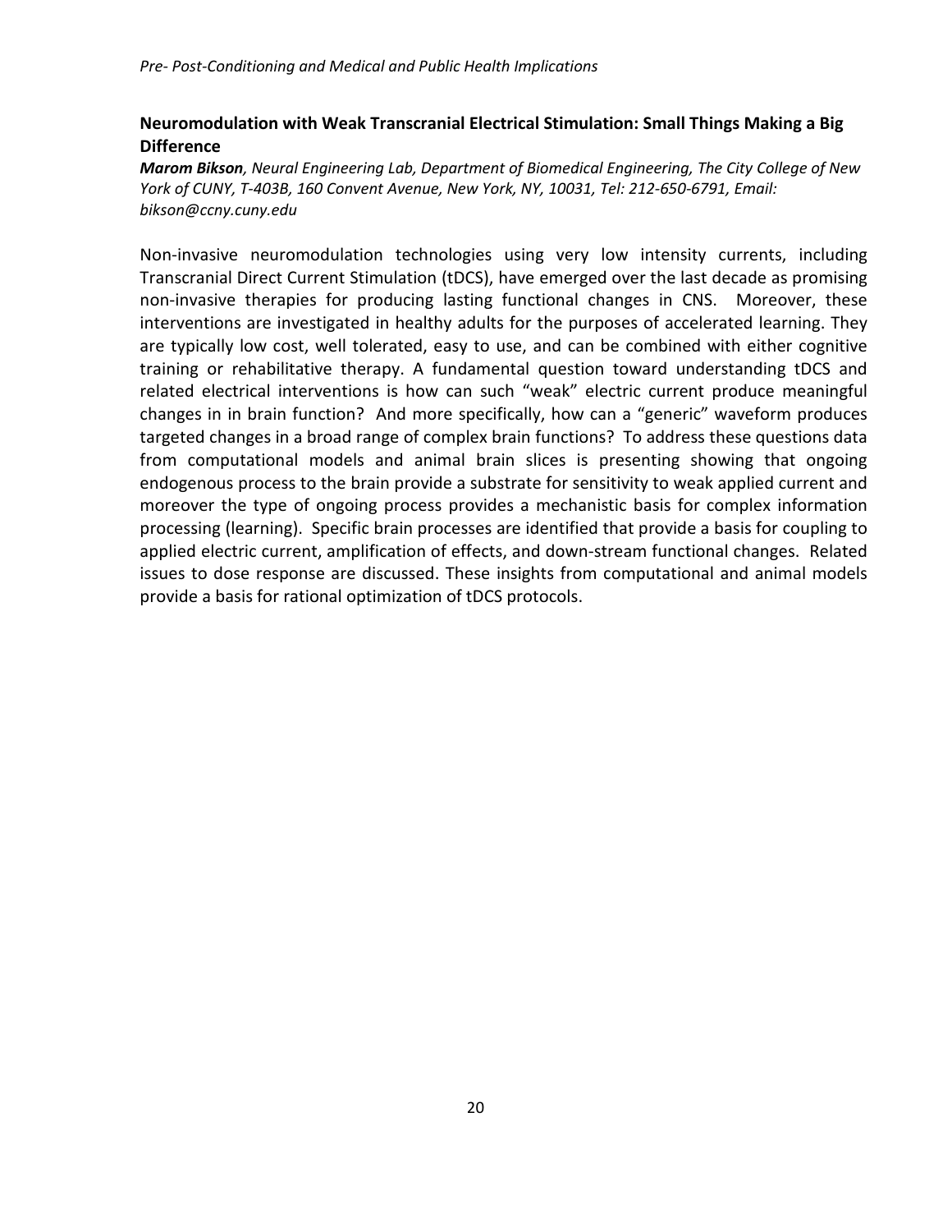## Neuromodulation with Weak Transcranial Electrical Stimulation: Small Things Making a Big Difference

***Marom Bikson**, Neural Engineering Lab, Department of Biomedical Engineering, The City College of New York of CUNY, T-403B, 160 Convent Avenue, New York, NY, 10031, Tel: 212-650-6791, Email: bikson@ccny.cuny.edu*

Non-invasive neuromodulation technologies using very low intensity currents, including Transcranial Direct Current Stimulation (tDCS), have emerged over the last decade as promising non-invasive therapies for producing lasting functional changes in CNS. Moreover, these interventions are investigated in healthy adults for the purposes of accelerated learning. They are typically low cost, well tolerated, easy to use, and can be combined with either cognitive training or rehabilitative therapy. A fundamental question toward understanding tDCS and related electrical interventions is how can such "weak" electric current produce meaningful changes in in brain function? And more specifically, how can a "generic" waveform produces targeted changes in a broad range of complex brain functions? To address these questions data from computational models and animal brain slices is presenting showing that ongoing endogenous process to the brain provide a substrate for sensitivity to weak applied current and moreover the type of ongoing process provides a mechanistic basis for complex information processing (learning). Specific brain processes are identified that provide a basis for coupling to applied electric current, amplification of effects, and down-stream functional changes. Related issues to dose response are discussed. These insights from computational and animal models provide a basis for rational optimization of tDCS protocols.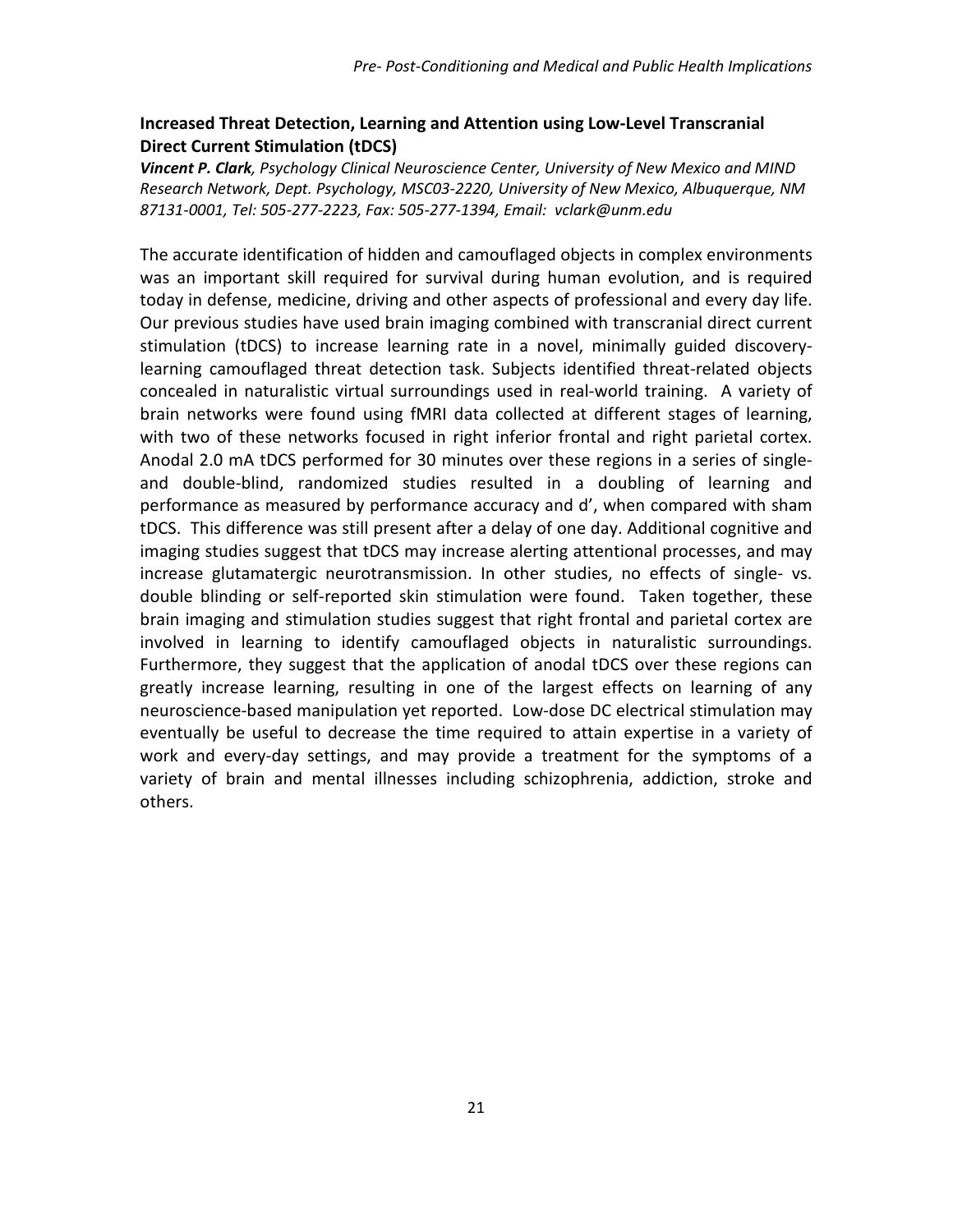## Increased Threat Detection, Learning and Attention using Low-Level Transcranial Direct Current Stimulation (tDCS)

***Vincent P. Clark**, Psychology Clinical Neuroscience Center, University of New Mexico and MIND Research Network, Dept. Psychology, MSC03-2220, University of New Mexico, Albuquerque, NM 87131-0001, Tel: 505-277-2223, Fax: 505-277-1394, Email: vclark@unm.edu*

The accurate identification of hidden and camouflaged objects in complex environments was an important skill required for survival during human evolution, and is required today in defense, medicine, driving and other aspects of professional and every day life. Our previous studies have used brain imaging combined with transcranial direct current stimulation (tDCS) to increase learning rate in a novel, minimally guided discovery-learning camouflaged threat detection task. Subjects identified threat-related objects concealed in naturalistic virtual surroundings used in real-world training. A variety of brain networks were found using fMRI data collected at different stages of learning, with two of these networks focused in right inferior frontal and right parietal cortex. Anodal 2.0 mA tDCS performed for 30 minutes over these regions in a series of single- and double-blind, randomized studies resulted in a doubling of learning and performance as measured by performance accuracy and d', when compared with sham tDCS. This difference was still present after a delay of one day. Additional cognitive and imaging studies suggest that tDCS may increase alerting attentional processes, and may increase glutamatergic neurotransmission. In other studies, no effects of single- vs. double blinding or self-reported skin stimulation were found. Taken together, these brain imaging and stimulation studies suggest that right frontal and parietal cortex are involved in learning to identify camouflaged objects in naturalistic surroundings. Furthermore, they suggest that the application of anodal tDCS over these regions can greatly increase learning, resulting in one of the largest effects on learning of any neuroscience-based manipulation yet reported. Low-dose DC electrical stimulation may eventually be useful to decrease the time required to attain expertise in a variety of work and every-day settings, and may provide a treatment for the symptoms of a variety of brain and mental illnesses including schizophrenia, addiction, stroke and others.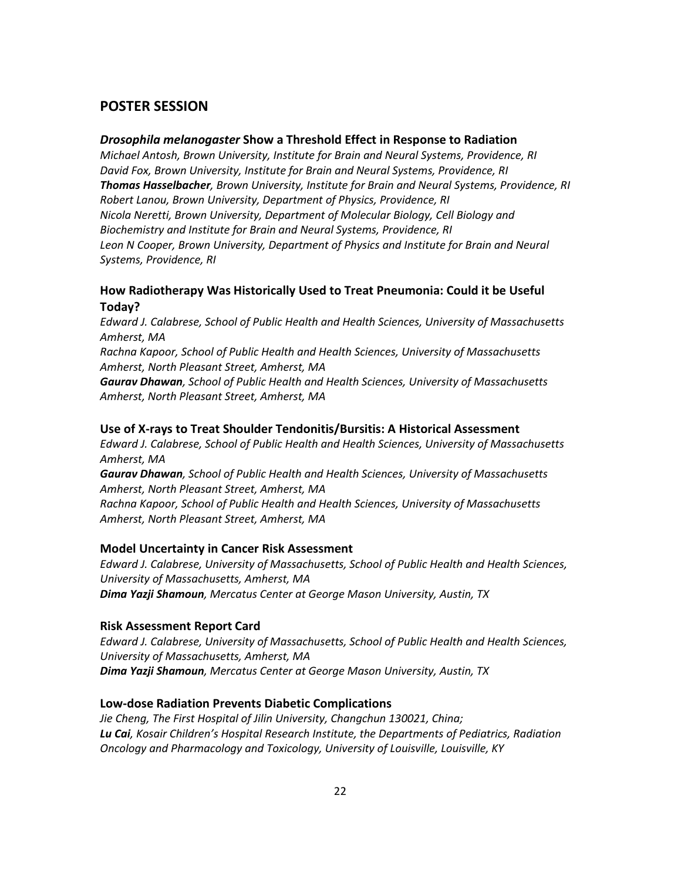## POSTER SESSION

### *Drosophila melanogaster* Show a Threshold Effect in Response to Radiation

*Michael Antosh, Brown University, Institute for Brain and Neural Systems, Providence, RI*
*David Fox, Brown University, Institute for Brain and Neural Systems, Providence, RI*
***Thomas Hasselbacher**, Brown University, Institute for Brain and Neural Systems, Providence, RI*
*Robert Lanou, Brown University, Department of Physics, Providence, RI*
*Nicola Neretti, Brown University, Department of Molecular Biology, Cell Biology and Biochemistry and Institute for Brain and Neural Systems, Providence, RI*
*Leon N Cooper, Brown University, Department of Physics and Institute for Brain and Neural Systems, Providence, RI*

### How Radiotherapy Was Historically Used to Treat Pneumonia: Could it be Useful Today?

*Edward J. Calabrese, School of Public Health and Health Sciences, University of Massachusetts Amherst, MA*
*Rachna Kapoor, School of Public Health and Health Sciences, University of Massachusetts Amherst, North Pleasant Street, Amherst, MA*
***Gaurav Dhawan**, School of Public Health and Health Sciences, University of Massachusetts Amherst, North Pleasant Street, Amherst, MA*

### Use of X-rays to Treat Shoulder Tendonitis/Bursitis: A Historical Assessment

*Edward J. Calabrese, School of Public Health and Health Sciences, University of Massachusetts Amherst, MA*
***Gaurav Dhawan**, School of Public Health and Health Sciences, University of Massachusetts Amherst, North Pleasant Street, Amherst, MA*
*Rachna Kapoor, School of Public Health and Health Sciences, University of Massachusetts Amherst, North Pleasant Street, Amherst, MA*

### Model Uncertainty in Cancer Risk Assessment

*Edward J. Calabrese, University of Massachusetts, School of Public Health and Health Sciences, University of Massachusetts, Amherst, MA*
***Dima Yazji Shamoun**, Mercatus Center at George Mason University, Austin, TX*

### Risk Assessment Report Card

*Edward J. Calabrese, University of Massachusetts, School of Public Health and Health Sciences, University of Massachusetts, Amherst, MA*
***Dima Yazji Shamoun**, Mercatus Center at George Mason University, Austin, TX*

### Low-dose Radiation Prevents Diabetic Complications

*Jie Cheng, The First Hospital of Jilin University, Changchun 130021, China;*
***Lu Cai**, Kosair Children's Hospital Research Institute, the Departments of Pediatrics, Radiation Oncology and Pharmacology and Toxicology, University of Louisville, Louisville, KY*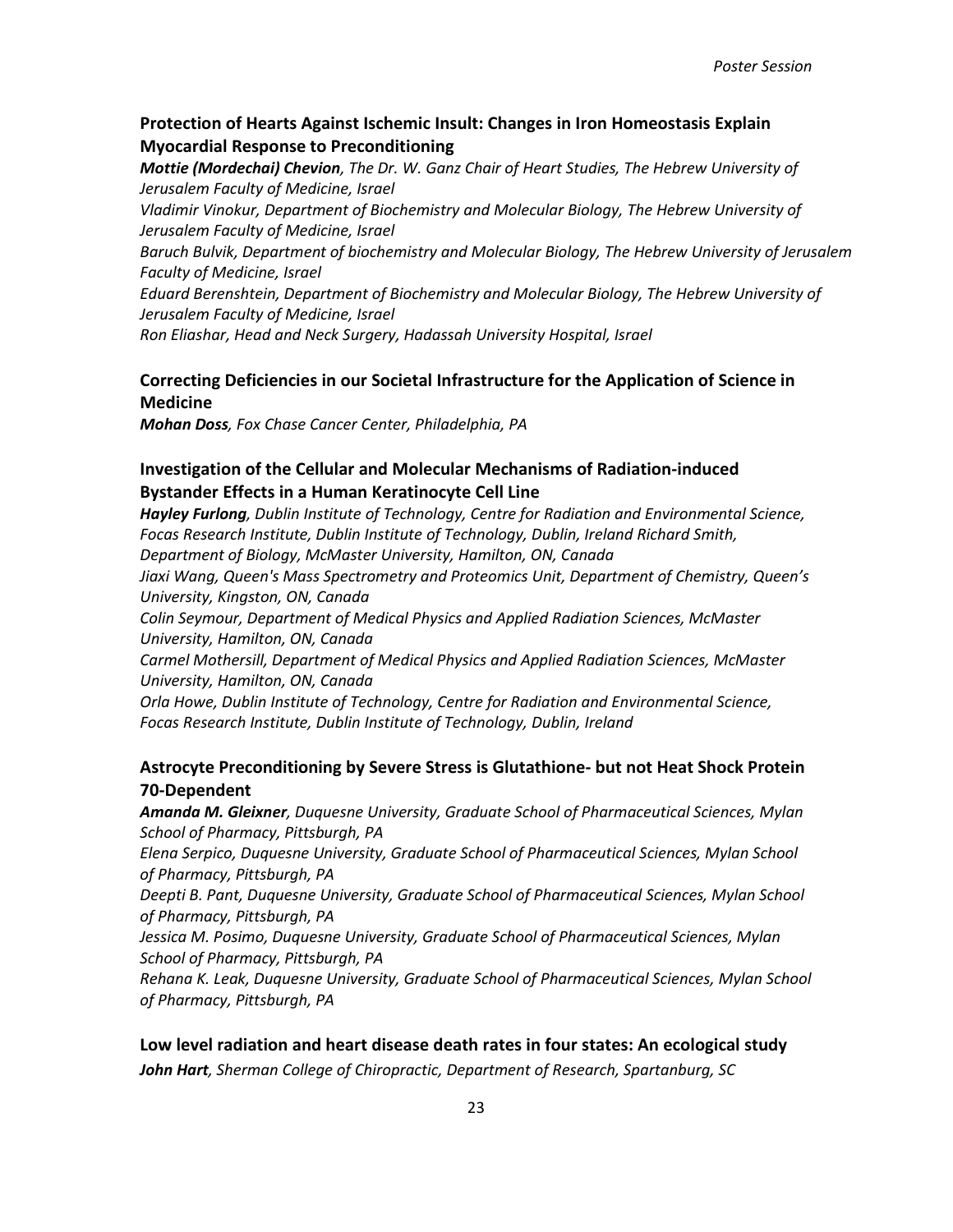### Protection of Hearts Against Ischemic Insult: Changes in Iron Homeostasis Explain Myocardial Response to Preconditioning

***Mottie (Mordechai) Chevion****, The Dr. W. Ganz Chair of Heart Studies, The Hebrew University of Jerusalem Faculty of Medicine, Israel*
*Vladimir Vinokur, Department of Biochemistry and Molecular Biology, The Hebrew University of Jerusalem Faculty of Medicine, Israel*
*Baruch Bulvik, Department of biochemistry and Molecular Biology, The Hebrew University of Jerusalem Faculty of Medicine, Israel*
*Eduard Berenshtein, Department of Biochemistry and Molecular Biology, The Hebrew University of Jerusalem Faculty of Medicine, Israel*
*Ron Eliashar, Head and Neck Surgery, Hadassah University Hospital, Israel*

### Correcting Deficiencies in our Societal Infrastructure for the Application of Science in Medicine

***Mohan Doss****, Fox Chase Cancer Center, Philadelphia, PA*

### Investigation of the Cellular and Molecular Mechanisms of Radiation-induced Bystander Effects in a Human Keratinocyte Cell Line

***Hayley Furlong****, Dublin Institute of Technology, Centre for Radiation and Environmental Science, Focas Research Institute, Dublin Institute of Technology, Dublin, Ireland Richard Smith, Department of Biology, McMaster University, Hamilton, ON, Canada*
*Jiaxi Wang, Queen's Mass Spectrometry and Proteomics Unit, Department of Chemistry, Queen's University, Kingston, ON, Canada*
*Colin Seymour, Department of Medical Physics and Applied Radiation Sciences, McMaster University, Hamilton, ON, Canada*
*Carmel Mothersill, Department of Medical Physics and Applied Radiation Sciences, McMaster University, Hamilton, ON, Canada*
*Orla Howe, Dublin Institute of Technology, Centre for Radiation and Environmental Science, Focas Research Institute, Dublin Institute of Technology, Dublin, Ireland*

### Astrocyte Preconditioning by Severe Stress is Glutathione- but not Heat Shock Protein 70-Dependent

***Amanda M. Gleixner****, Duquesne University, Graduate School of Pharmaceutical Sciences, Mylan School of Pharmacy, Pittsburgh, PA*
*Elena Serpico, Duquesne University, Graduate School of Pharmaceutical Sciences, Mylan School of Pharmacy, Pittsburgh, PA*
*Deepti B. Pant, Duquesne University, Graduate School of Pharmaceutical Sciences, Mylan School of Pharmacy, Pittsburgh, PA*
*Jessica M. Posimo, Duquesne University, Graduate School of Pharmaceutical Sciences, Mylan School of Pharmacy, Pittsburgh, PA*
*Rehana K. Leak, Duquesne University, Graduate School of Pharmaceutical Sciences, Mylan School of Pharmacy, Pittsburgh, PA*

### Low level radiation and heart disease death rates in four states: An ecological study

***John Hart****, Sherman College of Chiropractic, Department of Research, Spartanburg, SC*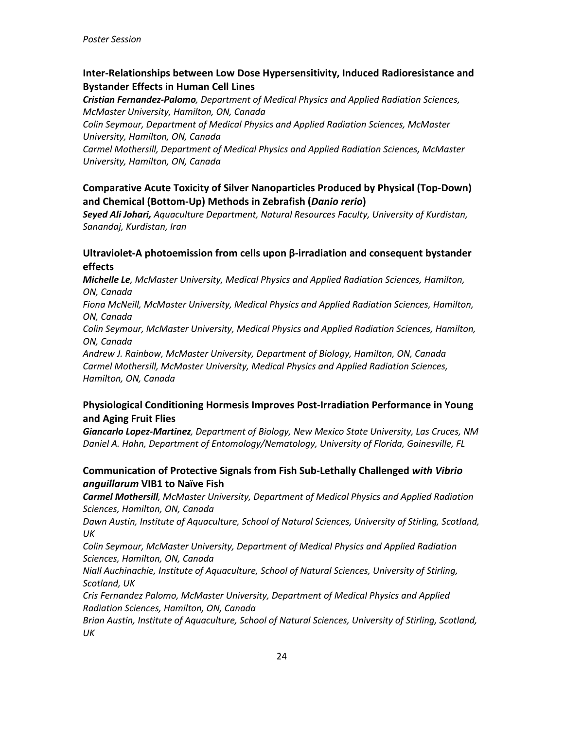### Inter-Relationships between Low Dose Hypersensitivity, Induced Radioresistance and Bystander Effects in Human Cell Lines

***Cristian Fernandez-Palomo****, Department of Medical Physics and Applied Radiation Sciences, McMaster University, Hamilton, ON, Canada*
*Colin Seymour, Department of Medical Physics and Applied Radiation Sciences, McMaster University, Hamilton, ON, Canada*
*Carmel Mothersill, Department of Medical Physics and Applied Radiation Sciences, McMaster University, Hamilton, ON, Canada*

### Comparative Acute Toxicity of Silver Nanoparticles Produced by Physical (Top-Down) and Chemical (Bottom-Up) Methods in Zebrafish (*Danio rerio*)

***Seyed Ali Johari,*** *Aquaculture Department, Natural Resources Faculty, University of Kurdistan, Sanandaj, Kurdistan, Iran*

### Ultraviolet-A photoemission from cells upon β-irradiation and consequent bystander effects

***Michelle Le****, McMaster University, Medical Physics and Applied Radiation Sciences, Hamilton, ON, Canada*
*Fiona McNeill, McMaster University, Medical Physics and Applied Radiation Sciences, Hamilton, ON, Canada*
*Colin Seymour, McMaster University, Medical Physics and Applied Radiation Sciences, Hamilton, ON, Canada*
*Andrew J. Rainbow, McMaster University, Department of Biology, Hamilton, ON, Canada*
*Carmel Mothersill, McMaster University, Medical Physics and Applied Radiation Sciences, Hamilton, ON, Canada*

### Physiological Conditioning Hormesis Improves Post-Irradiation Performance in Young and Aging Fruit Flies

***Giancarlo Lopez-Martinez****, Department of Biology, New Mexico State University, Las Cruces, NM*
*Daniel A. Hahn, Department of Entomology/Nematology, University of Florida, Gainesville, FL*

### Communication of Protective Signals from Fish Sub-Lethally Challenged *with Vibrio anguillarum* VIB1 to Naïve Fish

***Carmel Mothersill****, McMaster University, Department of Medical Physics and Applied Radiation Sciences, Hamilton, ON, Canada*
*Dawn Austin, Institute of Aquaculture, School of Natural Sciences, University of Stirling, Scotland, UK*
*Colin Seymour, McMaster University, Department of Medical Physics and Applied Radiation Sciences, Hamilton, ON, Canada*
*Niall Auchinachie, Institute of Aquaculture, School of Natural Sciences, University of Stirling, Scotland, UK*
*Cris Fernandez Palomo, McMaster University, Department of Medical Physics and Applied Radiation Sciences, Hamilton, ON, Canada*
*Brian Austin, Institute of Aquaculture, School of Natural Sciences, University of Stirling, Scotland, UK*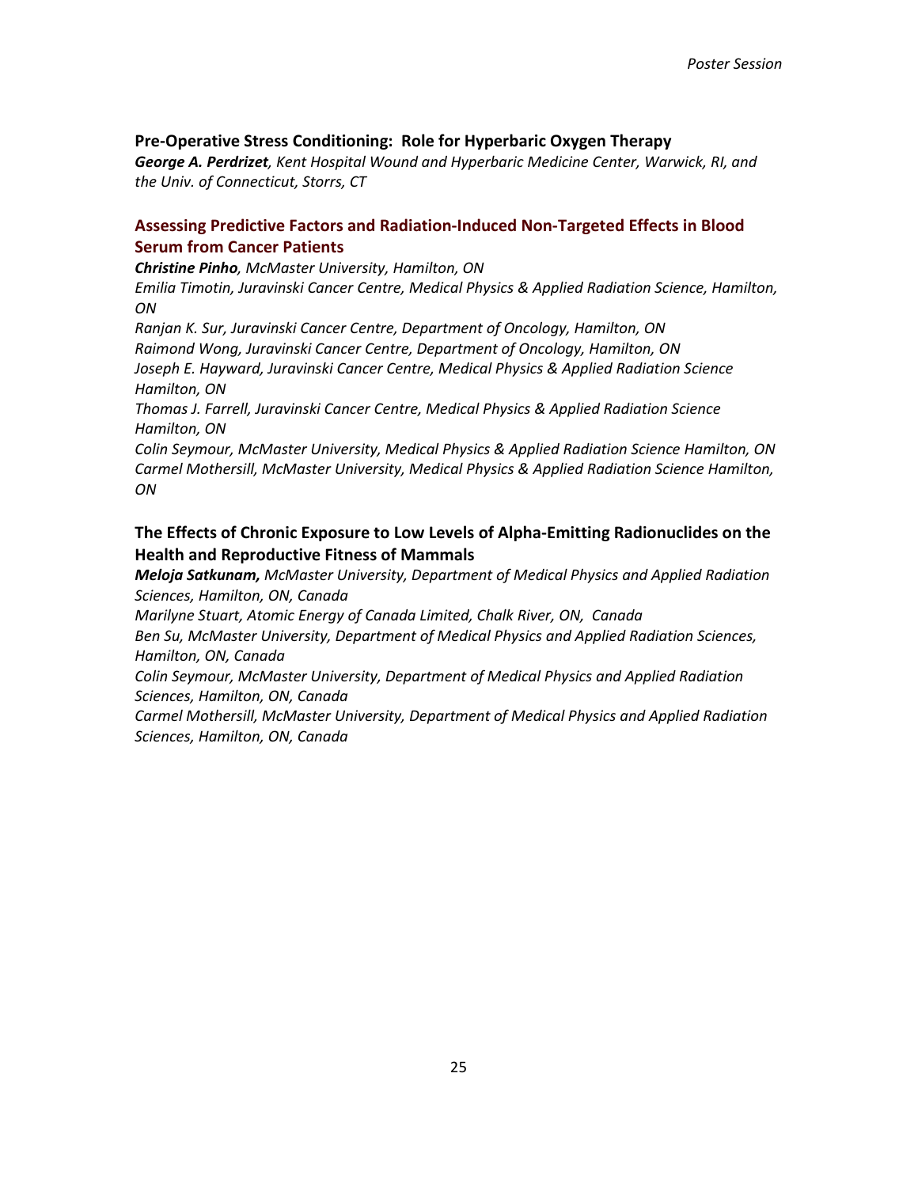### Pre-Operative Stress Conditioning: Role for Hyperbaric Oxygen Therapy

***George A. Perdrizet***, *Kent Hospital Wound and Hyperbaric Medicine Center, Warwick, RI, and the Univ. of Connecticut, Storrs, CT*

### Assessing Predictive Factors and Radiation-Induced Non-Targeted Effects in Blood Serum from Cancer Patients

***Christine Pinho***, *McMaster University, Hamilton, ON*

*Emilia Timotin, Juravinski Cancer Centre, Medical Physics & Applied Radiation Science, Hamilton, ON*

*Ranjan K. Sur, Juravinski Cancer Centre, Department of Oncology, Hamilton, ON*

*Raimond Wong, Juravinski Cancer Centre, Department of Oncology, Hamilton, ON*

*Joseph E. Hayward, Juravinski Cancer Centre, Medical Physics & Applied Radiation Science Hamilton, ON*

*Thomas J. Farrell, Juravinski Cancer Centre, Medical Physics & Applied Radiation Science Hamilton, ON*

*Colin Seymour, McMaster University, Medical Physics & Applied Radiation Science Hamilton, ON*

*Carmel Mothersill, McMaster University, Medical Physics & Applied Radiation Science Hamilton, ON*

### The Effects of Chronic Exposure to Low Levels of Alpha-Emitting Radionuclides on the Health and Reproductive Fitness of Mammals

***Meloja Satkunam,*** *McMaster University, Department of Medical Physics and Applied Radiation Sciences, Hamilton, ON, Canada*

*Marilyne Stuart, Atomic Energy of Canada Limited, Chalk River, ON, Canada*

*Ben Su, McMaster University, Department of Medical Physics and Applied Radiation Sciences, Hamilton, ON, Canada*

*Colin Seymour, McMaster University, Department of Medical Physics and Applied Radiation Sciences, Hamilton, ON, Canada*

*Carmel Mothersill, McMaster University, Department of Medical Physics and Applied Radiation Sciences, Hamilton, ON, Canada*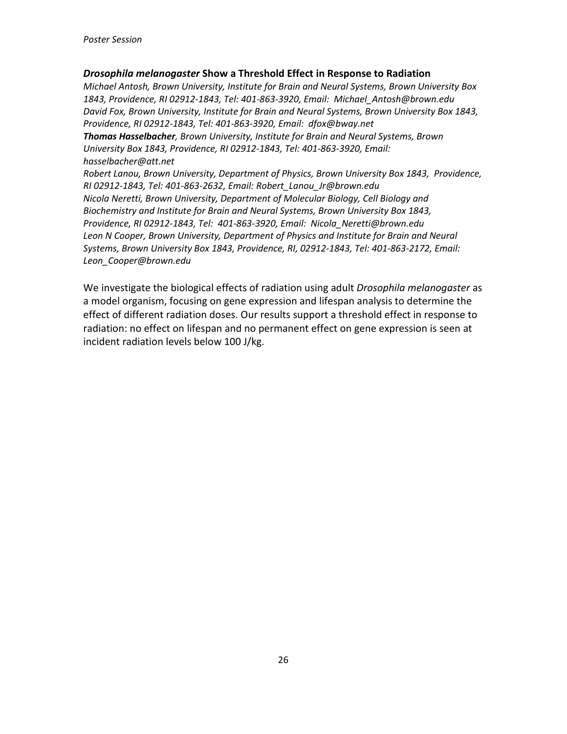### *Drosophila melanogaster* Show a Threshold Effect in Response to Radiation

*Michael Antosh, Brown University, Institute for Brain and Neural Systems, Brown University Box 1843, Providence, RI 02912-1843, Tel: 401-863-3920, Email: Michael_Antosh@brown.edu*
*David Fox, Brown University, Institute for Brain and Neural Systems, Brown University Box 1843, Providence, RI 02912-1843, Tel: 401-863-3920, Email: dfox@bway.net*
***Thomas Hasselbacher**, Brown University, Institute for Brain and Neural Systems, Brown University Box 1843, Providence, RI 02912-1843, Tel: 401-863-3920, Email: hasselbacher@att.net*
*Robert Lanou, Brown University, Department of Physics, Brown University Box 1843, Providence, RI 02912-1843, Tel: 401-863-2632, Email: Robert_Lanou_Jr@brown.edu*
*Nicola Neretti, Brown University, Department of Molecular Biology, Cell Biology and Biochemistry and Institute for Brain and Neural Systems, Brown University Box 1843, Providence, RI 02912-1843, Tel: 401-863-3920, Email: Nicola_Neretti@brown.edu*
*Leon N Cooper, Brown University, Department of Physics and Institute for Brain and Neural Systems, Brown University Box 1843, Providence, RI, 02912-1843, Tel: 401-863-2172, Email: Leon_Cooper@brown.edu*

We investigate the biological effects of radiation using adult *Drosophila melanogaster* as a model organism, focusing on gene expression and lifespan analysis to determine the effect of different radiation doses. Our results support a threshold effect in response to radiation: no effect on lifespan and no permanent effect on gene expression is seen at incident radiation levels below 100 J/kg.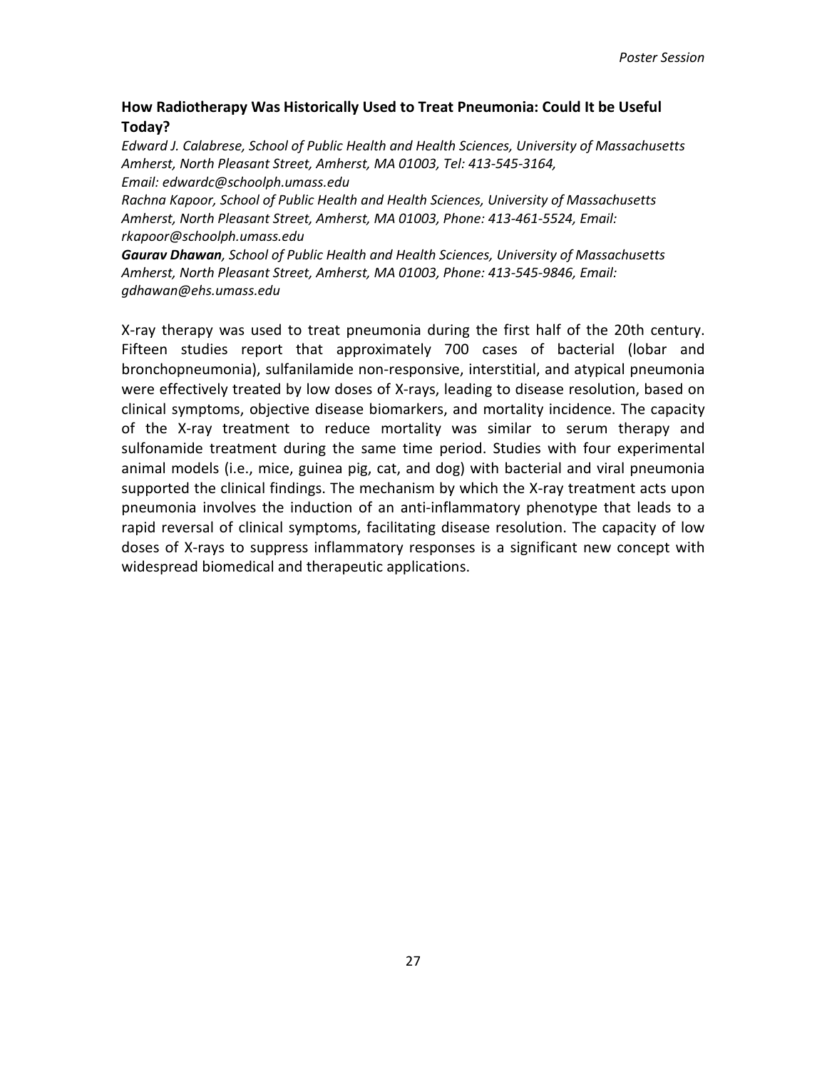### How Radiotherapy Was Historically Used to Treat Pneumonia: Could It be Useful Today?

*Edward J. Calabrese, School of Public Health and Health Sciences, University of Massachusetts Amherst, North Pleasant Street, Amherst, MA 01003, Tel: 413-545-3164, Email: edwardc@schoolph.umass.edu*

*Rachna Kapoor, School of Public Health and Health Sciences, University of Massachusetts Amherst, North Pleasant Street, Amherst, MA 01003, Phone: 413-461-5524, Email: rkapoor@schoolph.umass.edu*

***Gaurav Dhawan**, School of Public Health and Health Sciences, University of Massachusetts Amherst, North Pleasant Street, Amherst, MA 01003, Phone: 413-545-9846, Email: gdhawan@ehs.umass.edu*

X-ray therapy was used to treat pneumonia during the first half of the 20th century. Fifteen studies report that approximately 700 cases of bacterial (lobar and bronchopneumonia), sulfanilamide non-responsive, interstitial, and atypical pneumonia were effectively treated by low doses of X-rays, leading to disease resolution, based on clinical symptoms, objective disease biomarkers, and mortality incidence. The capacity of the X-ray treatment to reduce mortality was similar to serum therapy and sulfonamide treatment during the same time period. Studies with four experimental animal models (i.e., mice, guinea pig, cat, and dog) with bacterial and viral pneumonia supported the clinical findings. The mechanism by which the X-ray treatment acts upon pneumonia involves the induction of an anti-inflammatory phenotype that leads to a rapid reversal of clinical symptoms, facilitating disease resolution. The capacity of low doses of X-rays to suppress inflammatory responses is a significant new concept with widespread biomedical and therapeutic applications.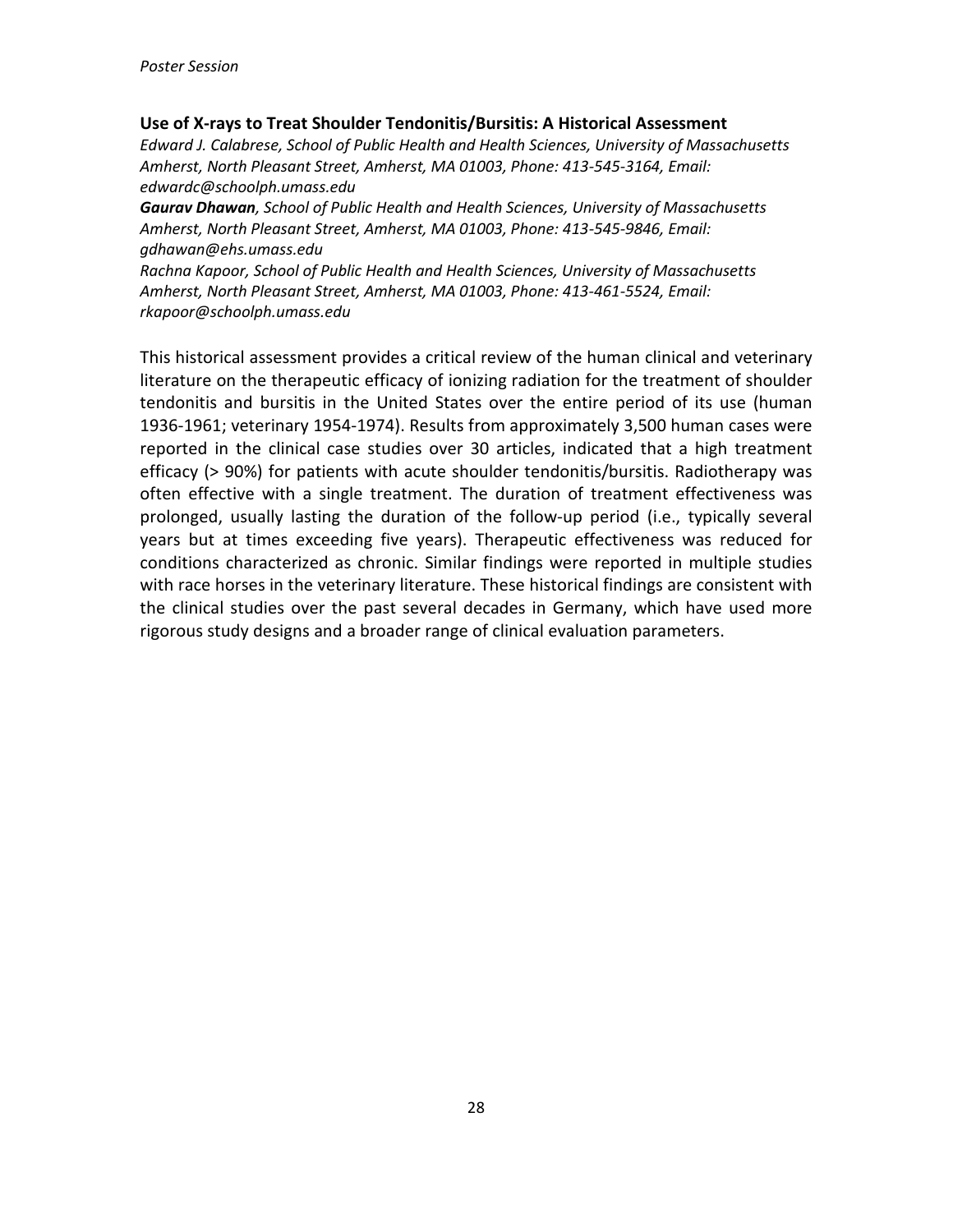*Poster Session*

### Use of X-rays to Treat Shoulder Tendonitis/Bursitis: A Historical Assessment

*Edward J. Calabrese, School of Public Health and Health Sciences, University of Massachusetts Amherst, North Pleasant Street, Amherst, MA 01003, Phone: 413-545-3164, Email: edwardc@schoolph.umass.edu*

***Gaurav Dhawan****, School of Public Health and Health Sciences, University of Massachusetts Amherst, North Pleasant Street, Amherst, MA 01003, Phone: 413-545-9846, Email: gdhawan@ehs.umass.edu*

*Rachna Kapoor, School of Public Health and Health Sciences, University of Massachusetts Amherst, North Pleasant Street, Amherst, MA 01003, Phone: 413-461-5524, Email: rkapoor@schoolph.umass.edu*

This historical assessment provides a critical review of the human clinical and veterinary literature on the therapeutic efficacy of ionizing radiation for the treatment of shoulder tendonitis and bursitis in the United States over the entire period of its use (human 1936-1961; veterinary 1954-1974). Results from approximately 3,500 human cases were reported in the clinical case studies over 30 articles, indicated that a high treatment efficacy (> 90%) for patients with acute shoulder tendonitis/bursitis. Radiotherapy was often effective with a single treatment. The duration of treatment effectiveness was prolonged, usually lasting the duration of the follow-up period (i.e., typically several years but at times exceeding five years). Therapeutic effectiveness was reduced for conditions characterized as chronic. Similar findings were reported in multiple studies with race horses in the veterinary literature. These historical findings are consistent with the clinical studies over the past several decades in Germany, which have used more rigorous study designs and a broader range of clinical evaluation parameters.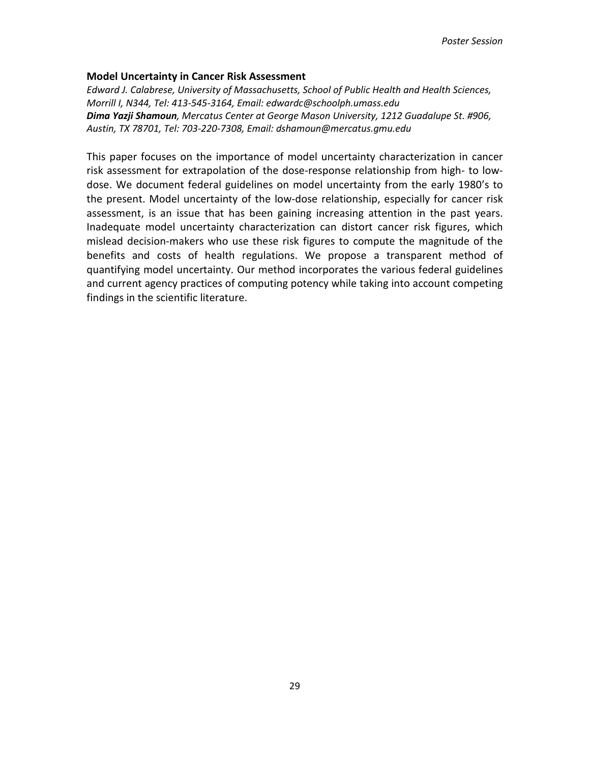### Model Uncertainty in Cancer Risk Assessment

*Edward J. Calabrese, University of Massachusetts, School of Public Health and Health Sciences, Morrill I, N344, Tel: 413-545-3164, Email: edwardc@schoolph.umass.edu*
***Dima Yazji Shamoun**, Mercatus Center at George Mason University, 1212 Guadalupe St. #906, Austin, TX 78701, Tel: 703-220-7308, Email: dshamoun@mercatus.gmu.edu*

This paper focuses on the importance of model uncertainty characterization in cancer risk assessment for extrapolation of the dose-response relationship from high- to low-dose. We document federal guidelines on model uncertainty from the early 1980's to the present. Model uncertainty of the low-dose relationship, especially for cancer risk assessment, is an issue that has been gaining increasing attention in the past years. Inadequate model uncertainty characterization can distort cancer risk figures, which mislead decision-makers who use these risk figures to compute the magnitude of the benefits and costs of health regulations. We propose a transparent method of quantifying model uncertainty. Our method incorporates the various federal guidelines and current agency practices of computing potency while taking into account competing findings in the scientific literature.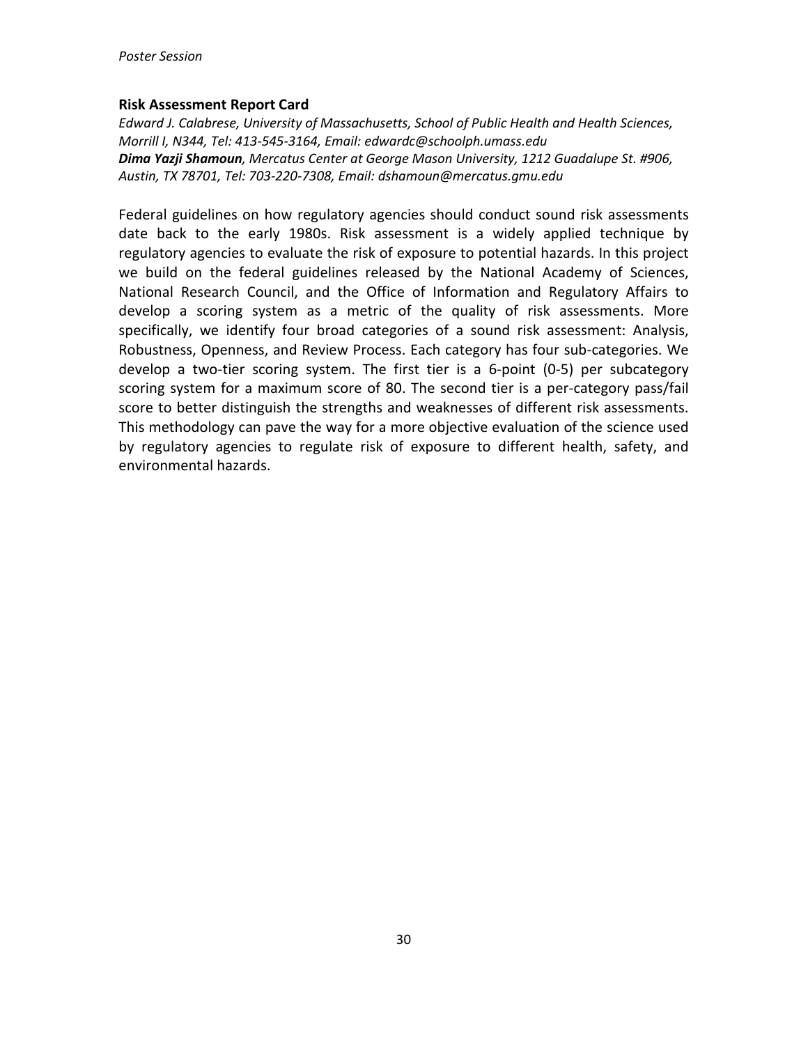## Risk Assessment Report Card

*Edward J. Calabrese, University of Massachusetts, School of Public Health and Health Sciences, Morrill I, N344, Tel: 413-545-3164, Email: edwardc@schoolph.umass.edu*
***Dima Yazji Shamoun**, Mercatus Center at George Mason University, 1212 Guadalupe St. #906, Austin, TX 78701, Tel: 703-220-7308, Email: dshamoun@mercatus.gmu.edu*

Federal guidelines on how regulatory agencies should conduct sound risk assessments date back to the early 1980s. Risk assessment is a widely applied technique by regulatory agencies to evaluate the risk of exposure to potential hazards. In this project we build on the federal guidelines released by the National Academy of Sciences, National Research Council, and the Office of Information and Regulatory Affairs to develop a scoring system as a metric of the quality of risk assessments. More specifically, we identify four broad categories of a sound risk assessment: Analysis, Robustness, Openness, and Review Process. Each category has four sub-categories. We develop a two-tier scoring system. The first tier is a 6-point (0-5) per subcategory scoring system for a maximum score of 80. The second tier is a per-category pass/fail score to better distinguish the strengths and weaknesses of different risk assessments. This methodology can pave the way for a more objective evaluation of the science used by regulatory agencies to regulate risk of exposure to different health, safety, and environmental hazards.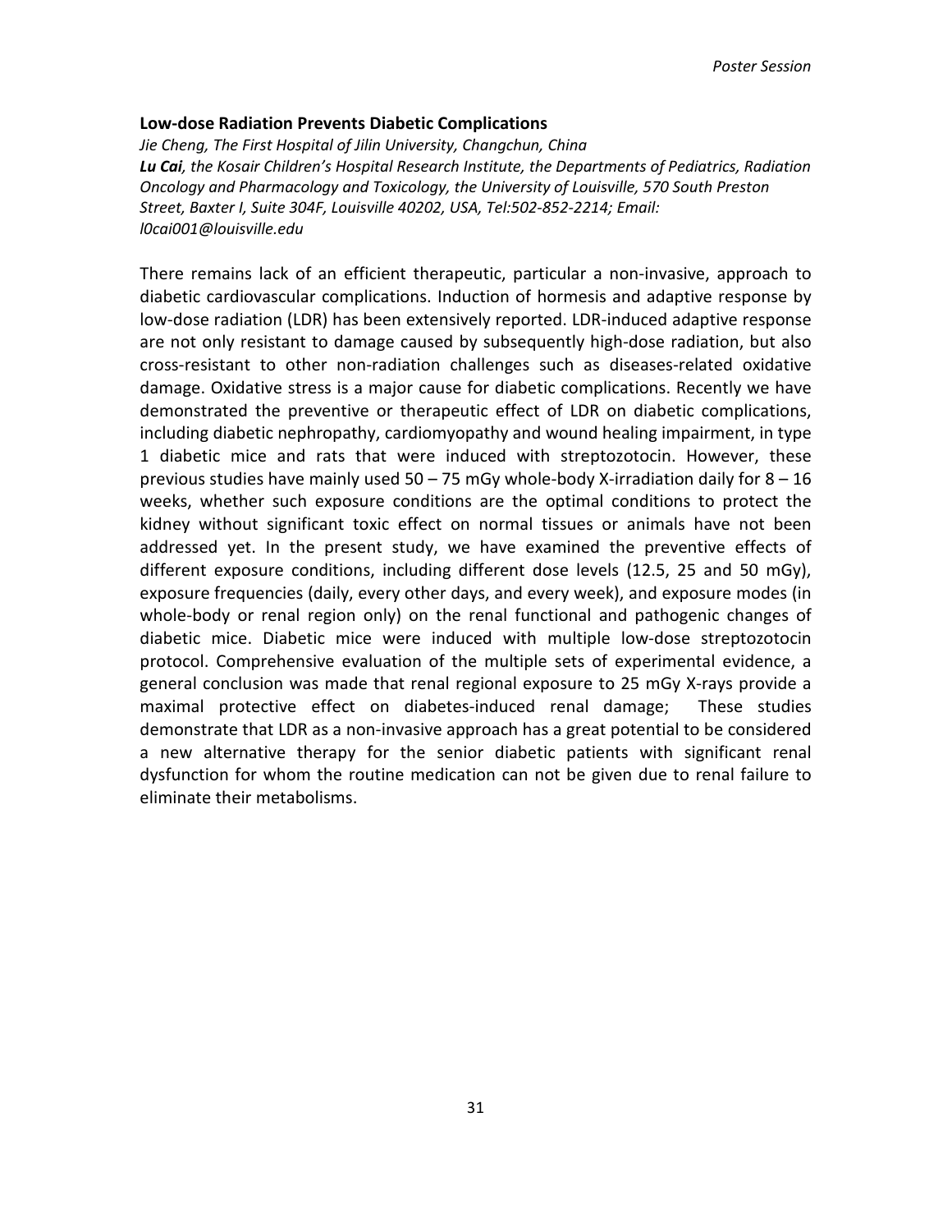### Low-dose Radiation Prevents Diabetic Complications

*Jie Cheng, The First Hospital of Jilin University, Changchun, China*
***Lu Cai**, the Kosair Children's Hospital Research Institute, the Departments of Pediatrics, Radiation Oncology and Pharmacology and Toxicology, the University of Louisville, 570 South Preston Street, Baxter I, Suite 304F, Louisville 40202, USA, Tel:502-852-2214; Email: l0cai001@louisville.edu*

There remains lack of an efficient therapeutic, particular a non-invasive, approach to diabetic cardiovascular complications. Induction of hormesis and adaptive response by low-dose radiation (LDR) has been extensively reported. LDR-induced adaptive response are not only resistant to damage caused by subsequently high-dose radiation, but also cross-resistant to other non-radiation challenges such as diseases-related oxidative damage. Oxidative stress is a major cause for diabetic complications. Recently we have demonstrated the preventive or therapeutic effect of LDR on diabetic complications, including diabetic nephropathy, cardiomyopathy and wound healing impairment, in type 1 diabetic mice and rats that were induced with streptozotocin. However, these previous studies have mainly used 50 – 75 mGy whole-body X-irradiation daily for 8 – 16 weeks, whether such exposure conditions are the optimal conditions to protect the kidney without significant toxic effect on normal tissues or animals have not been addressed yet. In the present study, we have examined the preventive effects of different exposure conditions, including different dose levels (12.5, 25 and 50 mGy), exposure frequencies (daily, every other days, and every week), and exposure modes (in whole-body or renal region only) on the renal functional and pathogenic changes of diabetic mice. Diabetic mice were induced with multiple low-dose streptozotocin protocol. Comprehensive evaluation of the multiple sets of experimental evidence, a general conclusion was made that renal regional exposure to 25 mGy X-rays provide a maximal protective effect on diabetes-induced renal damage; These studies demonstrate that LDR as a non-invasive approach has a great potential to be considered a new alternative therapy for the senior diabetic patients with significant renal dysfunction for whom the routine medication can not be given due to renal failure to eliminate their metabolisms.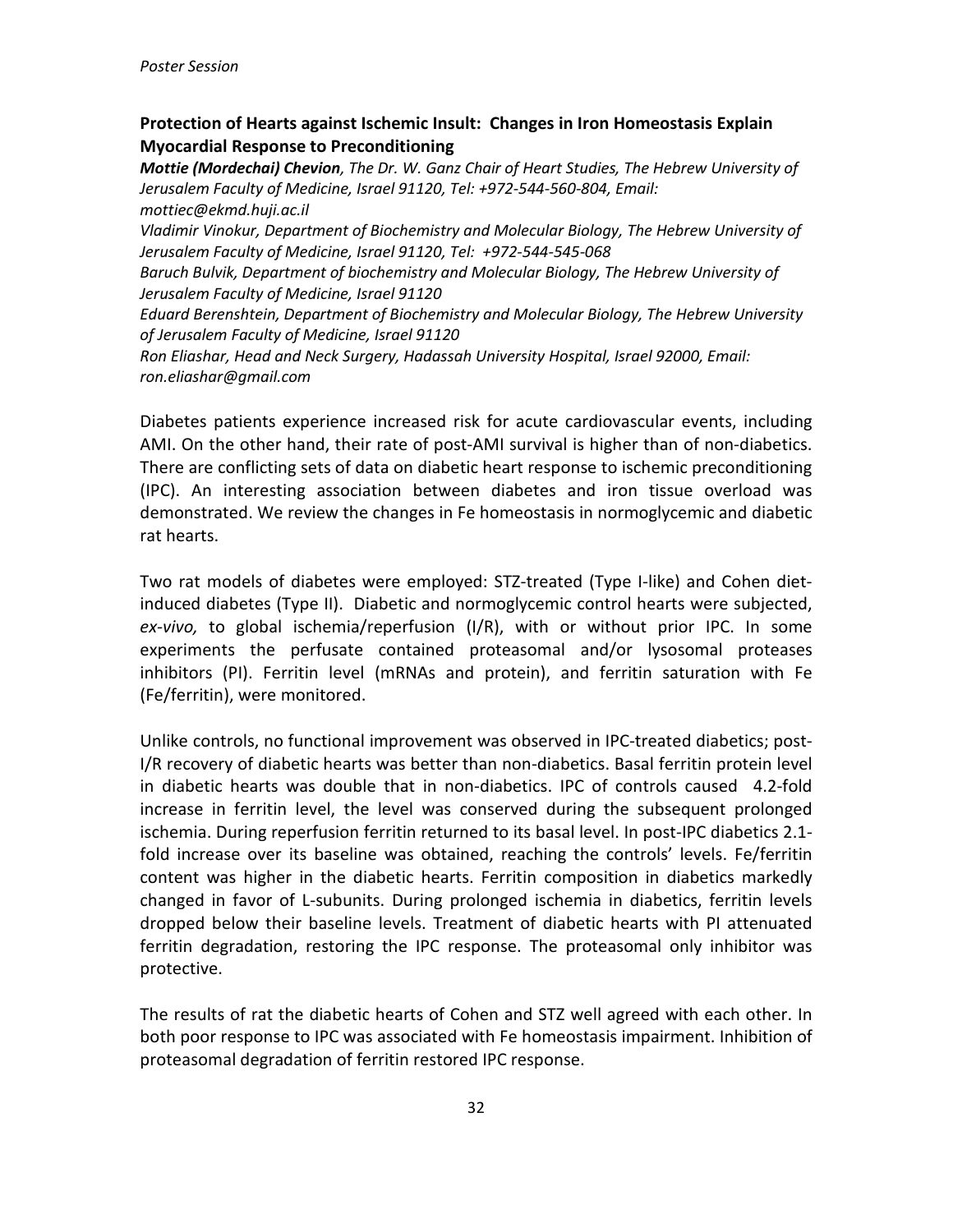## Protection of Hearts against Ischemic Insult: Changes in Iron Homeostasis Explain Myocardial Response to Preconditioning

***Mottie (Mordechai) Chevion****, The Dr. W. Ganz Chair of Heart Studies, The Hebrew University of Jerusalem Faculty of Medicine, Israel 91120, Tel: +972-544-560-804, Email: mottiec@ekmd.huji.ac.il*

*Vladimir Vinokur, Department of Biochemistry and Molecular Biology, The Hebrew University of Jerusalem Faculty of Medicine, Israel 91120, Tel: +972-544-545-068*

*Baruch Bulvik, Department of biochemistry and Molecular Biology, The Hebrew University of Jerusalem Faculty of Medicine, Israel 91120*

*Eduard Berenshtein, Department of Biochemistry and Molecular Biology, The Hebrew University of Jerusalem Faculty of Medicine, Israel 91120*

*Ron Eliashar, Head and Neck Surgery, Hadassah University Hospital, Israel 92000, Email: ron.eliashar@gmail.com*

Diabetes patients experience increased risk for acute cardiovascular events, including AMI. On the other hand, their rate of post-AMI survival is higher than of non-diabetics. There are conflicting sets of data on diabetic heart response to ischemic preconditioning (IPC). An interesting association between diabetes and iron tissue overload was demonstrated. We review the changes in Fe homeostasis in normoglycemic and diabetic rat hearts.

Two rat models of diabetes were employed: STZ-treated (Type I-like) and Cohen diet-induced diabetes (Type II). Diabetic and normoglycemic control hearts were subjected, *ex-vivo,* to global ischemia/reperfusion (I/R), with or without prior IPC. In some experiments the perfusate contained proteasomal and/or lysosomal proteases inhibitors (PI). Ferritin level (mRNAs and protein), and ferritin saturation with Fe (Fe/ferritin), were monitored.

Unlike controls, no functional improvement was observed in IPC-treated diabetics; post-I/R recovery of diabetic hearts was better than non-diabetics. Basal ferritin protein level in diabetic hearts was double that in non-diabetics. IPC of controls caused 4.2-fold increase in ferritin level, the level was conserved during the subsequent prolonged ischemia. During reperfusion ferritin returned to its basal level. In post-IPC diabetics 2.1-fold increase over its baseline was obtained, reaching the controls' levels. Fe/ferritin content was higher in the diabetic hearts. Ferritin composition in diabetics markedly changed in favor of L-subunits. During prolonged ischemia in diabetics, ferritin levels dropped below their baseline levels. Treatment of diabetic hearts with PI attenuated ferritin degradation, restoring the IPC response. The proteasomal only inhibitor was protective.

The results of rat the diabetic hearts of Cohen and STZ well agreed with each other. In both poor response to IPC was associated with Fe homeostasis impairment. Inhibition of proteasomal degradation of ferritin restored IPC response.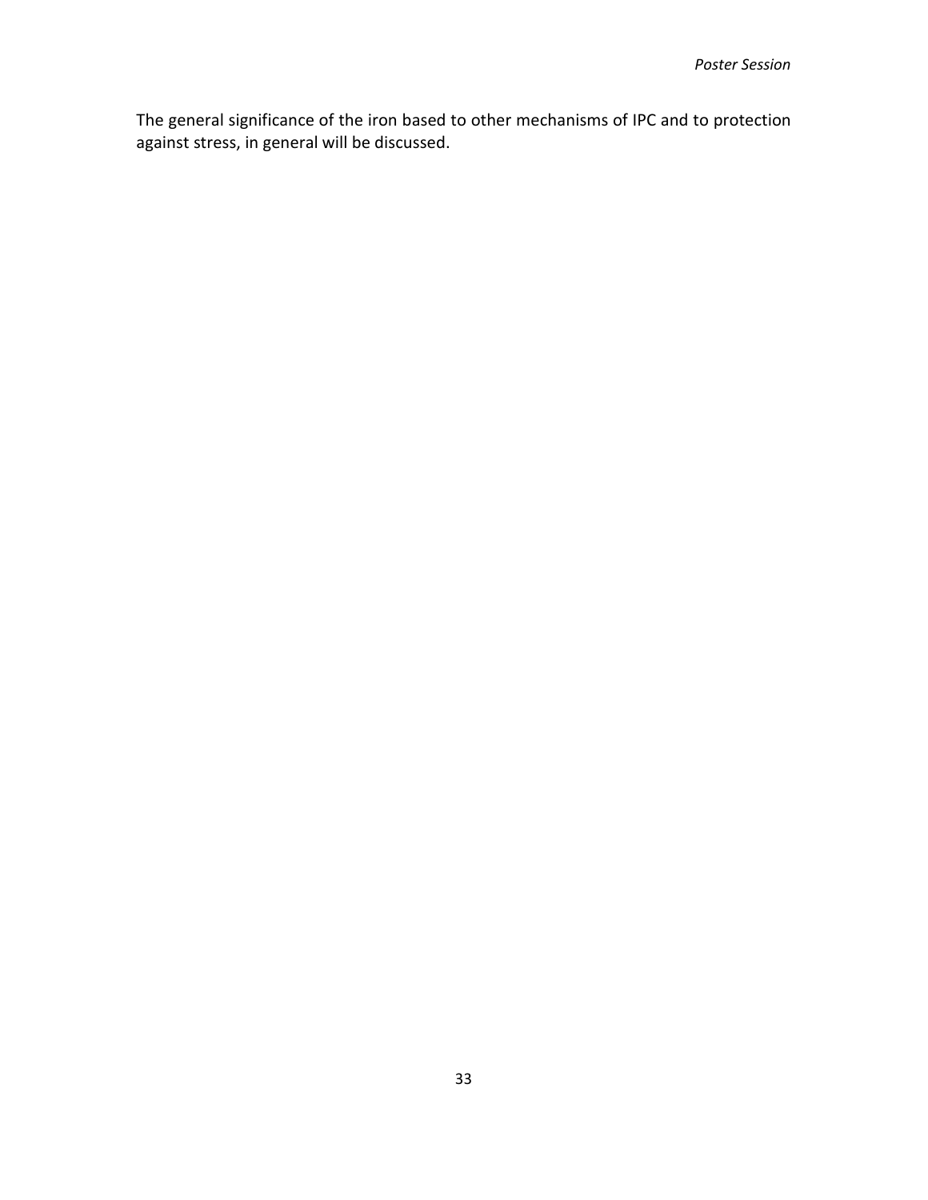The general significance of the iron based to other mechanisms of IPC and to protection against stress, in general will be discussed.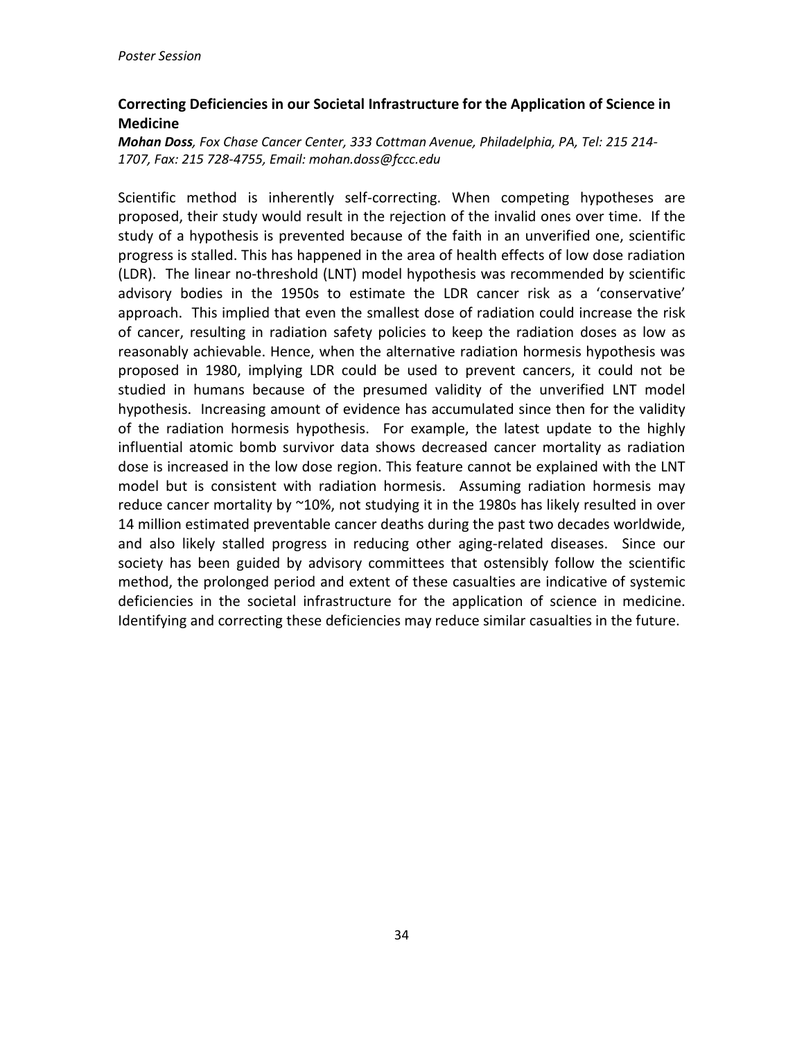*Poster Session*

## Correcting Deficiencies in our Societal Infrastructure for the Application of Science in Medicine

***Mohan Doss****, Fox Chase Cancer Center, 333 Cottman Avenue, Philadelphia, PA, Tel: 215 214-1707, Fax: 215 728-4755, Email: mohan.doss@fccc.edu*

Scientific method is inherently self-correcting. When competing hypotheses are proposed, their study would result in the rejection of the invalid ones over time. If the study of a hypothesis is prevented because of the faith in an unverified one, scientific progress is stalled. This has happened in the area of health effects of low dose radiation (LDR). The linear no-threshold (LNT) model hypothesis was recommended by scientific advisory bodies in the 1950s to estimate the LDR cancer risk as a 'conservative' approach. This implied that even the smallest dose of radiation could increase the risk of cancer, resulting in radiation safety policies to keep the radiation doses as low as reasonably achievable. Hence, when the alternative radiation hormesis hypothesis was proposed in 1980, implying LDR could be used to prevent cancers, it could not be studied in humans because of the presumed validity of the unverified LNT model hypothesis. Increasing amount of evidence has accumulated since then for the validity of the radiation hormesis hypothesis. For example, the latest update to the highly influential atomic bomb survivor data shows decreased cancer mortality as radiation dose is increased in the low dose region. This feature cannot be explained with the LNT model but is consistent with radiation hormesis. Assuming radiation hormesis may reduce cancer mortality by ~10%, not studying it in the 1980s has likely resulted in over 14 million estimated preventable cancer deaths during the past two decades worldwide, and also likely stalled progress in reducing other aging-related diseases. Since our society has been guided by advisory committees that ostensibly follow the scientific method, the prolonged period and extent of these casualties are indicative of systemic deficiencies in the societal infrastructure for the application of science in medicine. Identifying and correcting these deficiencies may reduce similar casualties in the future.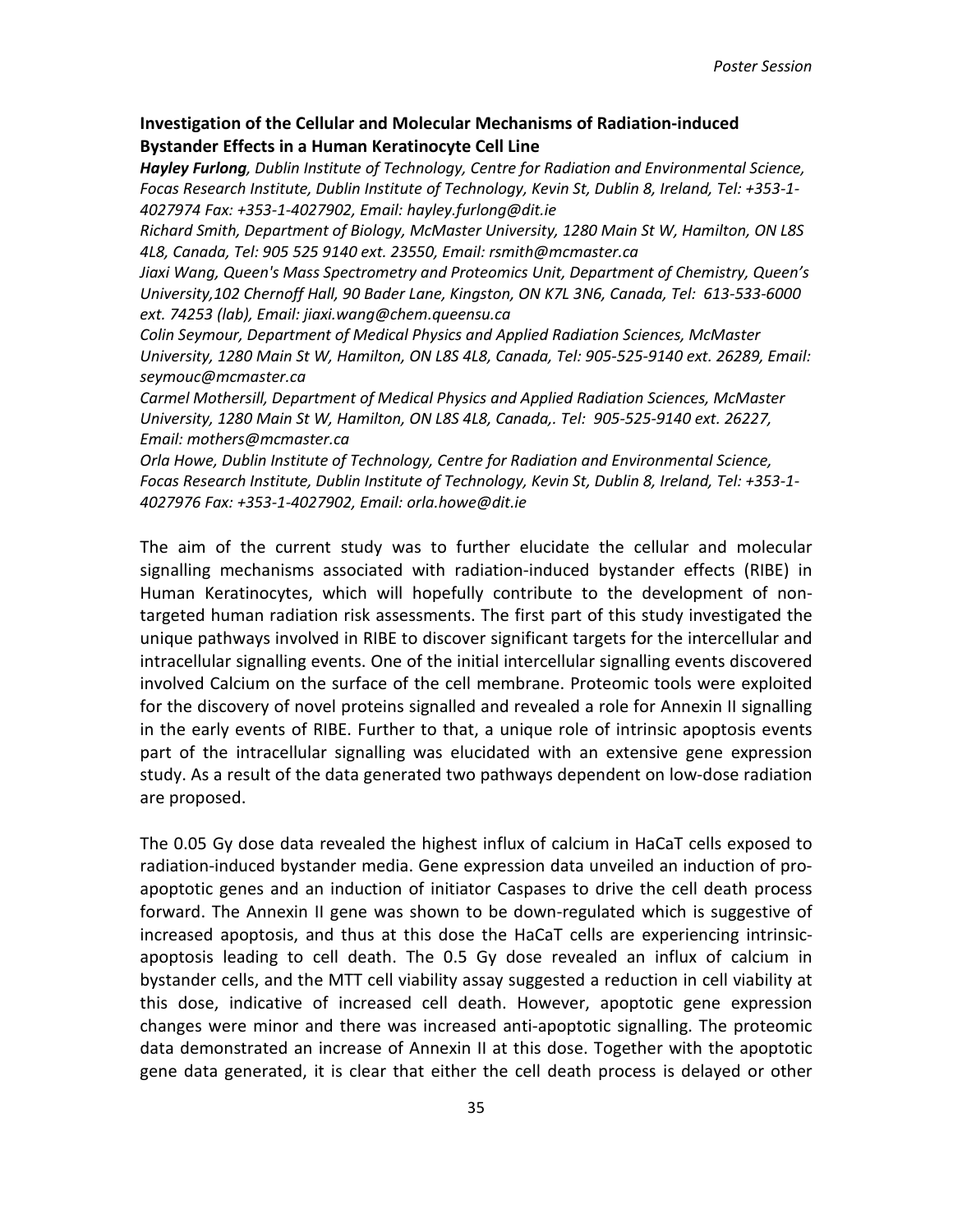## Investigation of the Cellular and Molecular Mechanisms of Radiation-induced Bystander Effects in a Human Keratinocyte Cell Line

***Hayley Furlong**, Dublin Institute of Technology, Centre for Radiation and Environmental Science, Focas Research Institute, Dublin Institute of Technology, Kevin St, Dublin 8, Ireland, Tel: +353-1-4027974 Fax: +353-1-4027902, Email: hayley.furlong@dit.ie*

*Richard Smith, Department of Biology, McMaster University, 1280 Main St W, Hamilton, ON L8S 4L8, Canada, Tel: 905 525 9140 ext. 23550, Email: rsmith@mcmaster.ca*

*Jiaxi Wang, Queen's Mass Spectrometry and Proteomics Unit, Department of Chemistry, Queen's University,102 Chernoff Hall, 90 Bader Lane, Kingston, ON K7L 3N6, Canada, Tel: 613-533-6000 ext. 74253 (lab), Email: jiaxi.wang@chem.queensu.ca*

*Colin Seymour, Department of Medical Physics and Applied Radiation Sciences, McMaster University, 1280 Main St W, Hamilton, ON L8S 4L8, Canada, Tel: 905-525-9140 ext. 26289, Email: seymouc@mcmaster.ca*

*Carmel Mothersill, Department of Medical Physics and Applied Radiation Sciences, McMaster University, 1280 Main St W, Hamilton, ON L8S 4L8, Canada,. Tel: 905-525-9140 ext. 26227, Email: mothers@mcmaster.ca*

*Orla Howe, Dublin Institute of Technology, Centre for Radiation and Environmental Science, Focas Research Institute, Dublin Institute of Technology, Kevin St, Dublin 8, Ireland, Tel: +353-1-4027976 Fax: +353-1-4027902, Email: orla.howe@dit.ie*

The aim of the current study was to further elucidate the cellular and molecular signalling mechanisms associated with radiation-induced bystander effects (RIBE) in Human Keratinocytes, which will hopefully contribute to the development of non-targeted human radiation risk assessments. The first part of this study investigated the unique pathways involved in RIBE to discover significant targets for the intercellular and intracellular signalling events. One of the initial intercellular signalling events discovered involved Calcium on the surface of the cell membrane. Proteomic tools were exploited for the discovery of novel proteins signalled and revealed a role for Annexin II signalling in the early events of RIBE. Further to that, a unique role of intrinsic apoptosis events part of the intracellular signalling was elucidated with an extensive gene expression study. As a result of the data generated two pathways dependent on low-dose radiation are proposed.

The 0.05 Gy dose data revealed the highest influx of calcium in HaCaT cells exposed to radiation-induced bystander media. Gene expression data unveiled an induction of pro-apoptotic genes and an induction of initiator Caspases to drive the cell death process forward. The Annexin II gene was shown to be down-regulated which is suggestive of increased apoptosis, and thus at this dose the HaCaT cells are experiencing intrinsic-apoptosis leading to cell death. The 0.5 Gy dose revealed an influx of calcium in bystander cells, and the MTT cell viability assay suggested a reduction in cell viability at this dose, indicative of increased cell death. However, apoptotic gene expression changes were minor and there was increased anti-apoptotic signalling. The proteomic data demonstrated an increase of Annexin II at this dose. Together with the apoptotic gene data generated, it is clear that either the cell death process is delayed or other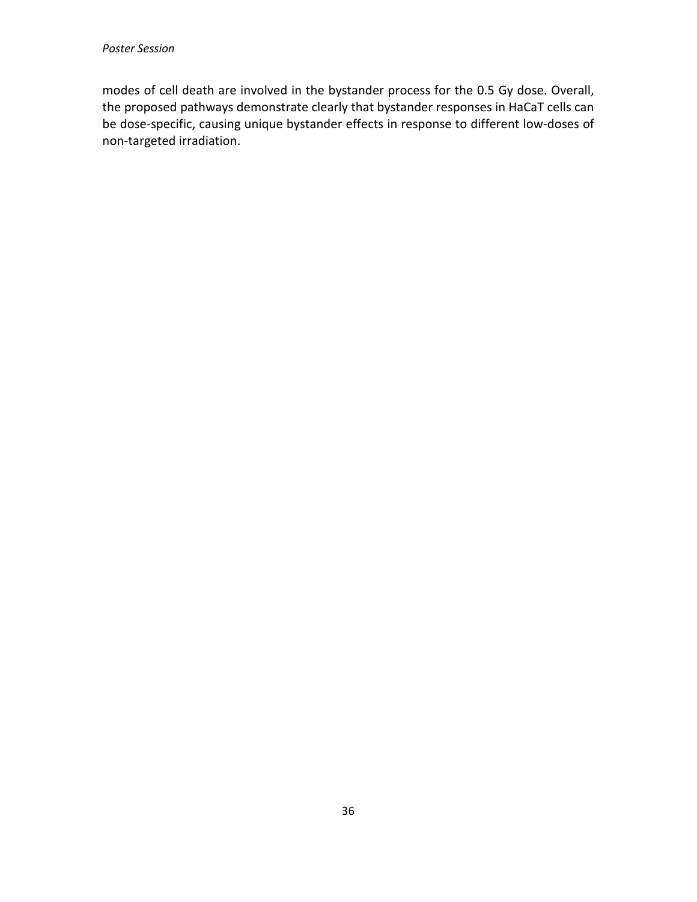modes of cell death are involved in the bystander process for the 0.5 Gy dose. Overall, the proposed pathways demonstrate clearly that bystander responses in HaCaT cells can be dose-specific, causing unique bystander effects in response to different low-doses of non-targeted irradiation.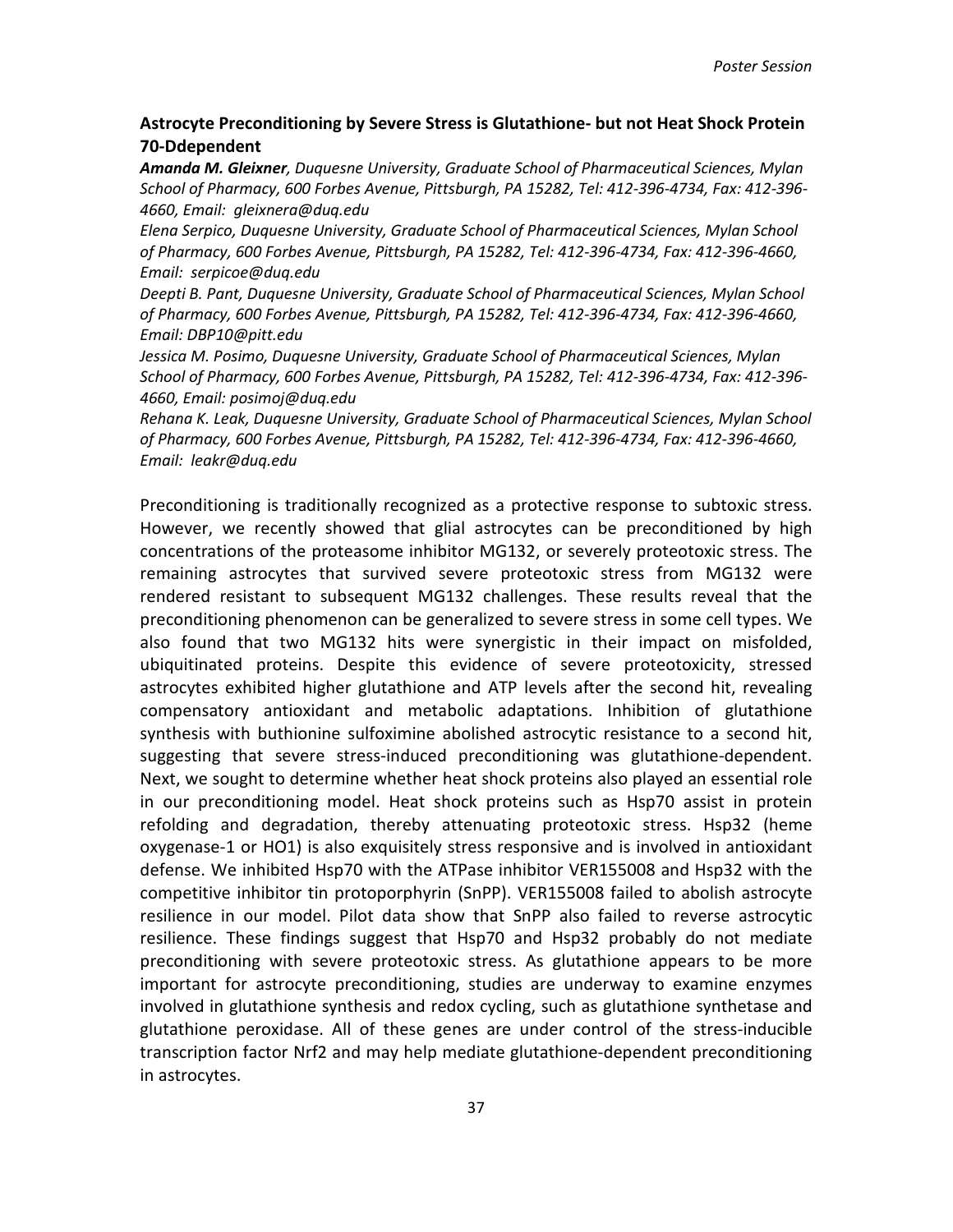### Astrocyte Preconditioning by Severe Stress is Glutathione- but not Heat Shock Protein 70-Ddependent

***Amanda M. Gleixner****, Duquesne University, Graduate School of Pharmaceutical Sciences, Mylan School of Pharmacy, 600 Forbes Avenue, Pittsburgh, PA 15282, Tel: 412-396-4734, Fax: 412-396-4660, Email: gleixnera@duq.edu*

*Elena Serpico, Duquesne University, Graduate School of Pharmaceutical Sciences, Mylan School of Pharmacy, 600 Forbes Avenue, Pittsburgh, PA 15282, Tel: 412-396-4734, Fax: 412-396-4660, Email: serpicoe@duq.edu*

*Deepti B. Pant, Duquesne University, Graduate School of Pharmaceutical Sciences, Mylan School of Pharmacy, 600 Forbes Avenue, Pittsburgh, PA 15282, Tel: 412-396-4734, Fax: 412-396-4660, Email: DBP10@pitt.edu*

*Jessica M. Posimo, Duquesne University, Graduate School of Pharmaceutical Sciences, Mylan School of Pharmacy, 600 Forbes Avenue, Pittsburgh, PA 15282, Tel: 412-396-4734, Fax: 412-396-4660, Email: posimoj@duq.edu*

*Rehana K. Leak, Duquesne University, Graduate School of Pharmaceutical Sciences, Mylan School of Pharmacy, 600 Forbes Avenue, Pittsburgh, PA 15282, Tel: 412-396-4734, Fax: 412-396-4660, Email: leakr@duq.edu*

Preconditioning is traditionally recognized as a protective response to subtoxic stress. However, we recently showed that glial astrocytes can be preconditioned by high concentrations of the proteasome inhibitor MG132, or severely proteotoxic stress. The remaining astrocytes that survived severe proteotoxic stress from MG132 were rendered resistant to subsequent MG132 challenges. These results reveal that the preconditioning phenomenon can be generalized to severe stress in some cell types. We also found that two MG132 hits were synergistic in their impact on misfolded, ubiquitinated proteins. Despite this evidence of severe proteotoxicity, stressed astrocytes exhibited higher glutathione and ATP levels after the second hit, revealing compensatory antioxidant and metabolic adaptations. Inhibition of glutathione synthesis with buthionine sulfoximide abolished astrocytic resistance to a second hit, suggesting that severe stress-induced preconditioning was glutathione-dependent. Next, we sought to determine whether heat shock proteins also played an essential role in our preconditioning model. Heat shock proteins such as Hsp70 assist in protein refolding and degradation, thereby attenuating proteotoxic stress. Hsp32 (heme oxygenase-1 or HO1) is also exquisitely stress responsive and is involved in antioxidant defense. We inhibited Hsp70 with the ATPase inhibitor VER155008 and Hsp32 with the competitive inhibitor tin protoporphyrin (SnPP). VER155008 failed to abolish astrocyte resilience in our model. Pilot data show that SnPP also failed to reverse astrocytic resilience. These findings suggest that Hsp70 and Hsp32 probably do not mediate preconditioning with severe proteotoxic stress. As glutathione appears to be more important for astrocyte preconditioning, studies are underway to examine enzymes involved in glutathione synthesis and redox cycling, such as glutathione synthetase and glutathione peroxidase. All of these genes are under control of the stress-inducible transcription factor Nrf2 and may help mediate glutathione-dependent preconditioning in astrocytes.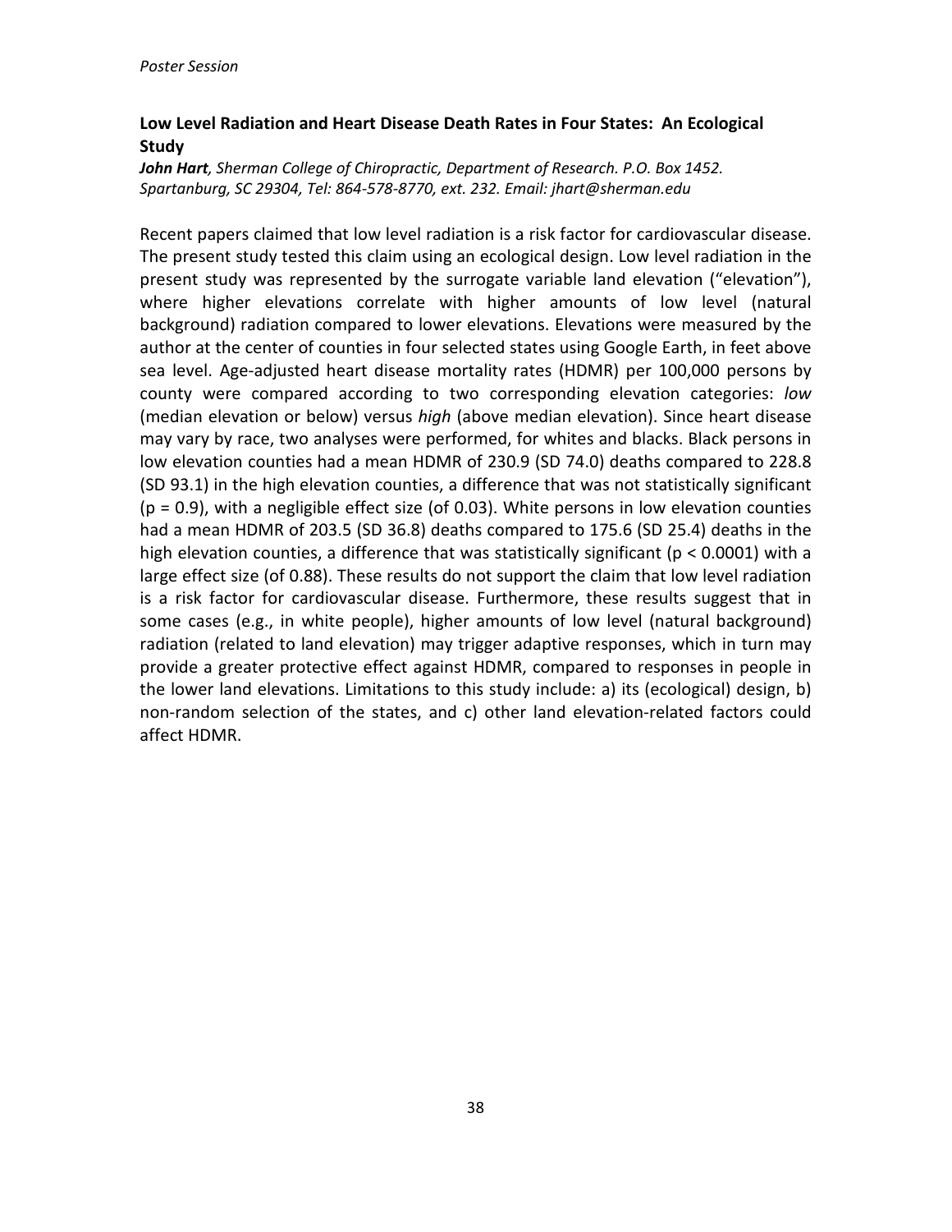*Poster Session*

## Low Level Radiation and Heart Disease Death Rates in Four States: An Ecological Study

***John Hart****, Sherman College of Chiropractic, Department of Research. P.O. Box 1452. Spartanburg, SC 29304, Tel: 864-578-8770, ext. 232. Email: jhart@sherman.edu*

Recent papers claimed that low level radiation is a risk factor for cardiovascular disease. The present study tested this claim using an ecological design. Low level radiation in the present study was represented by the surrogate variable land elevation ("elevation"), where higher elevations correlate with higher amounts of low level (natural background) radiation compared to lower elevations. Elevations were measured by the author at the center of counties in four selected states using Google Earth, in feet above sea level. Age-adjusted heart disease mortality rates (HDMR) per 100,000 persons by county were compared according to two corresponding elevation categories: *low* (median elevation or below) versus *high* (above median elevation). Since heart disease may vary by race, two analyses were performed, for whites and blacks. Black persons in low elevation counties had a mean HDMR of 230.9 (SD 74.0) deaths compared to 228.8 (SD 93.1) in the high elevation counties, a difference that was not statistically significant ($p = 0.9$), with a negligible effect size (of 0.03). White persons in low elevation counties had a mean HDMR of 203.5 (SD 36.8) deaths compared to 175.6 (SD 25.4) deaths in the high elevation counties, a difference that was statistically significant ($p < 0.0001$) with a large effect size (of 0.88). These results do not support the claim that low level radiation is a risk factor for cardiovascular disease. Furthermore, these results suggest that in some cases (e.g., in white people), higher amounts of low level (natural background) radiation (related to land elevation) may trigger adaptive responses, which in turn may provide a greater protective effect against HDMR, compared to responses in people in the lower land elevations. Limitations to this study include: a) its (ecological) design, b) non-random selection of the states, and c) other land elevation-related factors could affect HDMR.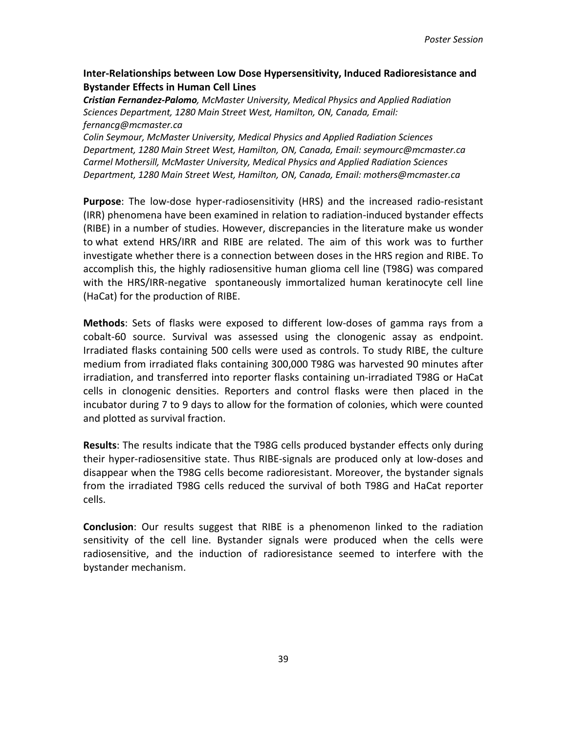## Inter-Relationships between Low Dose Hypersensitivity, Induced Radioresistance and Bystander Effects in Human Cell Lines

***Cristian Fernandez-Palomo**, McMaster University, Medical Physics and Applied Radiation Sciences Department, 1280 Main Street West, Hamilton, ON, Canada, Email: fernancg@mcmaster.ca*

*Colin Seymour, McMaster University, Medical Physics and Applied Radiation Sciences Department, 1280 Main Street West, Hamilton, ON, Canada, Email: seymourc@mcmaster.ca*

*Carmel Mothersill, McMaster University, Medical Physics and Applied Radiation Sciences Department, 1280 Main Street West, Hamilton, ON, Canada, Email: mothers@mcmaster.ca*

**Purpose**: The low-dose hyper-radiosensitivity (HRS) and the increased radio-resistant (IRR) phenomena have been examined in relation to radiation-induced bystander effects (RIBE) in a number of studies. However, discrepancies in the literature make us wonder to what extend HRS/IRR and RIBE are related. The aim of this work was to further investigate whether there is a connection between doses in the HRS region and RIBE. To accomplish this, the highly radiosensitive human glioma cell line (T98G) was compared with the HRS/IRR-negative spontaneously immortalized human keratinocyte cell line (HaCat) for the production of RIBE.

**Methods**: Sets of flasks were exposed to different low-doses of gamma rays from a cobalt-60 source. Survival was assessed using the clonogenic assay as endpoint. Irradiated flasks containing 500 cells were used as controls. To study RIBE, the culture medium from irradiated flaks containing 300,000 T98G was harvested 90 minutes after irradiation, and transferred into reporter flasks containing un-irradiated T98G or HaCat cells in clonogenic densities. Reporters and control flasks were then placed in the incubator during 7 to 9 days to allow for the formation of colonies, which were counted and plotted as survival fraction.

**Results**: The results indicate that the T98G cells produced bystander effects only during their hyper-radiosensitive state. Thus RIBE-signals are produced only at low-doses and disappear when the T98G cells become radioresistant. Moreover, the bystander signals from the irradiated T98G cells reduced the survival of both T98G and HaCat reporter cells.

**Conclusion**: Our results suggest that RIBE is a phenomenon linked to the radiation sensitivity of the cell line. Bystander signals were produced when the cells were radiosensitive, and the induction of radioresistance seemed to interfere with the bystander mechanism.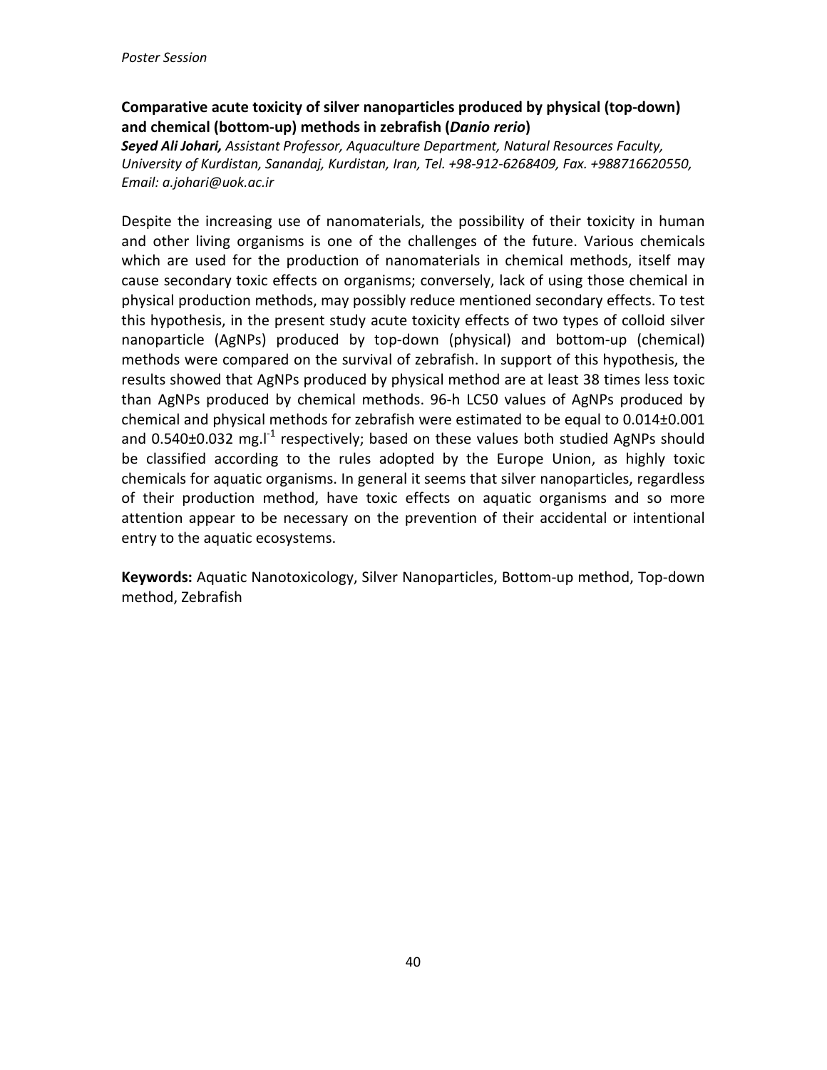*Poster Session*

## Comparative acute toxicity of silver nanoparticles produced by physical (top-down) and chemical (bottom-up) methods in zebrafish (*Danio rerio*)

***Seyed Ali Johari,*** *Assistant Professor, Aquaculture Department, Natural Resources Faculty, University of Kurdistan, Sanandaj, Kurdistan, Iran, Tel. +98-912-6268409, Fax. +988716620550, Email: a.johari@uok.ac.ir*

Despite the increasing use of nanomaterials, the possibility of their toxicity in human and other living organisms is one of the challenges of the future. Various chemicals which are used for the production of nanomaterials in chemical methods, itself may cause secondary toxic effects on organisms; conversely, lack of using those chemical in physical production methods, may possibly reduce mentioned secondary effects. To test this hypothesis, in the present study acute toxicity effects of two types of colloid silver nanoparticle (AgNPs) produced by top-down (physical) and bottom-up (chemical) methods were compared on the survival of zebrafish. In support of this hypothesis, the results showed that AgNPs produced by physical method are at least 38 times less toxic than AgNPs produced by chemical methods. 96-h LC50 values of AgNPs produced by chemical and physical methods for zebrafish were estimated to be equal to 0.014±0.001 and 0.540±0.032 $mg.l^{-1}$ respectively; based on these values both studied AgNPs should be classified according to the rules adopted by the Europe Union, as highly toxic chemicals for aquatic organisms. In general it seems that silver nanoparticles, regardless of their production method, have toxic effects on aquatic organisms and so more attention appear to be necessary on the prevention of their accidental or intentional entry to the aquatic ecosystems.

**Keywords:** Aquatic Nanotoxicology, Silver Nanoparticles, Bottom-up method, Top-down method, Zebrafish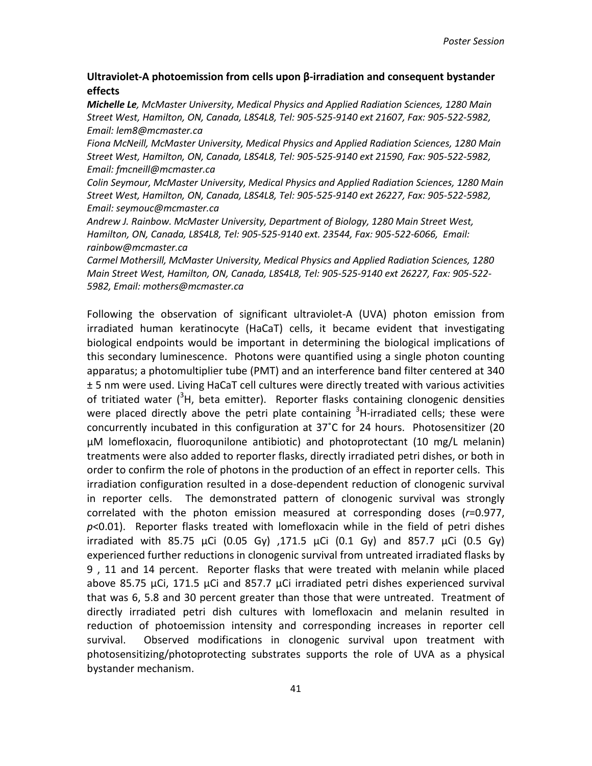### Ultraviolet-A photoemission from cells upon β-irradiation and consequent bystander effects

***Michelle Le**, McMaster University, Medical Physics and Applied Radiation Sciences, 1280 Main Street West, Hamilton, ON, Canada, L8S4L8, Tel: 905-525-9140 ext 21607, Fax: 905-522-5982, Email: lem8@mcmaster.ca*

*Fiona McNeill, McMaster University, Medical Physics and Applied Radiation Sciences, 1280 Main Street West, Hamilton, ON, Canada, L8S4L8, Tel: 905-525-9140 ext 21590, Fax: 905-522-5982, Email: fmcneill@mcmaster.ca*

*Colin Seymour, McMaster University, Medical Physics and Applied Radiation Sciences, 1280 Main Street West, Hamilton, ON, Canada, L8S4L8, Tel: 905-525-9140 ext 26227, Fax: 905-522-5982, Email: seymouc@mcmaster.ca*

*Andrew J. Rainbow. McMaster University, Department of Biology, 1280 Main Street West, Hamilton, ON, Canada, L8S4L8, Tel: 905-525-9140 ext. 23544, Fax: 905-522-6066, Email: rainbow@mcmaster.ca*

*Carmel Mothersill, McMaster University, Medical Physics and Applied Radiation Sciences, 1280 Main Street West, Hamilton, ON, Canada, L8S4L8, Tel: 905-525-9140 ext 26227, Fax: 905-522-5982, Email: mothers@mcmaster.ca*

Following the observation of significant ultraviolet-A (UVA) photon emission from irradiated human keratinocyte (HaCaT) cells, it became evident that investigating biological endpoints would be important in determining the biological implications of this secondary luminescence. Photons were quantified using a single photon counting apparatus; a photomultiplier tube (PMT) and an interference band filter centered at 340 ± 5 nm were used. Living HaCaT cell cultures were directly treated with various activities of tritiated water ($^{3}$H, beta emitter). Reporter flasks containing clonogenic densities were placed directly above the petri plate containing $^{3}$H-irradiated cells; these were concurrently incubated in this configuration at 37˚C for 24 hours. Photosensitizer (20 µM lomefloxacin, fluoroqunilone antibiotic) and photoprotectant (10 mg/L melanin) treatments were also added to reporter flasks, directly irradiated petri dishes, or both in order to confirm the role of photons in the production of an effect in reporter cells. This irradiation configuration resulted in a dose-dependent reduction of clonogenic survival in reporter cells. The demonstrated pattern of clonogenic survival was strongly correlated with the photon emission measured at corresponding doses ($r$=0.977, $p$<0.01). Reporter flasks treated with lomefloxacin while in the field of petri dishes irradiated with 85.75 µCi (0.05 Gy) ,171.5 µCi (0.1 Gy) and 857.7 µCi (0.5 Gy) experienced further reductions in clonogenic survival from untreated irradiated flasks by 9 , 11 and 14 percent. Reporter flasks that were treated with melanin while placed above 85.75 µCi, 171.5 µCi and 857.7 µCi irradiated petri dishes experienced survival that was 6, 5.8 and 30 percent greater than those that were untreated. Treatment of directly irradiated petri dish cultures with lomefloxacin and melanin resulted in reduction of photoemission intensity and corresponding increases in reporter cell survival. Observed modifications in clonogenic survival upon treatment with photosensitizing/photoprotecting substrates supports the role of UVA as a physical bystander mechanism.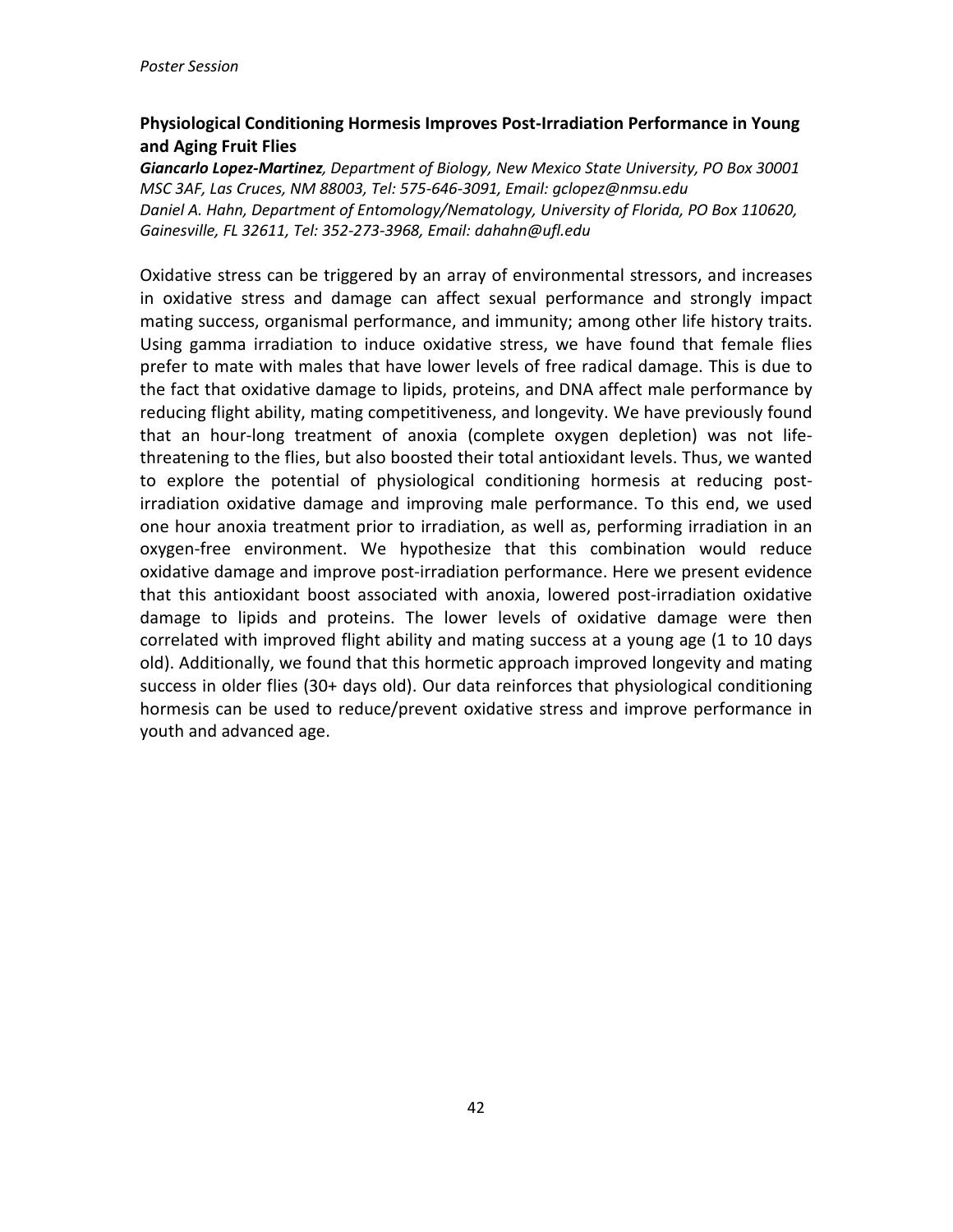*Poster Session*

### Physiological Conditioning Hormesis Improves Post-Irradiation Performance in Young and Aging Fruit Flies

***Giancarlo Lopez-Martinez**, Department of Biology, New Mexico State University, PO Box 30001 MSC 3AF, Las Cruces, NM 88003, Tel: 575-646-3091, Email: gclopez@nmsu.edu*
*Daniel A. Hahn, Department of Entomology/Nematology, University of Florida, PO Box 110620, Gainesville, FL 32611, Tel: 352-273-3968, Email: dahahn@ufl.edu*

Oxidative stress can be triggered by an array of environmental stressors, and increases in oxidative stress and damage can affect sexual performance and strongly impact mating success, organismal performance, and immunity; among other life history traits. Using gamma irradiation to induce oxidative stress, we have found that female flies prefer to mate with males that have lower levels of free radical damage. This is due to the fact that oxidative damage to lipids, proteins, and DNA affect male performance by reducing flight ability, mating competitiveness, and longevity. We have previously found that an hour-long treatment of anoxia (complete oxygen depletion) was not life-threatening to the flies, but also boosted their total antioxidant levels. Thus, we wanted to explore the potential of physiological conditioning hormesis at reducing post-irradiation oxidative damage and improving male performance. To this end, we used one hour anoxia treatment prior to irradiation, as well as, performing irradiation in an oxygen-free environment. We hypothesize that this combination would reduce oxidative damage and improve post-irradiation performance. Here we present evidence that this antioxidant boost associated with anoxia, lowered post-irradiation oxidative damage to lipids and proteins. The lower levels of oxidative damage were then correlated with improved flight ability and mating success at a young age (1 to 10 days old). Additionally, we found that this hormetic approach improved longevity and mating success in older flies (30+ days old). Our data reinforces that physiological conditioning hormesis can be used to reduce/prevent oxidative stress and improve performance in youth and advanced age.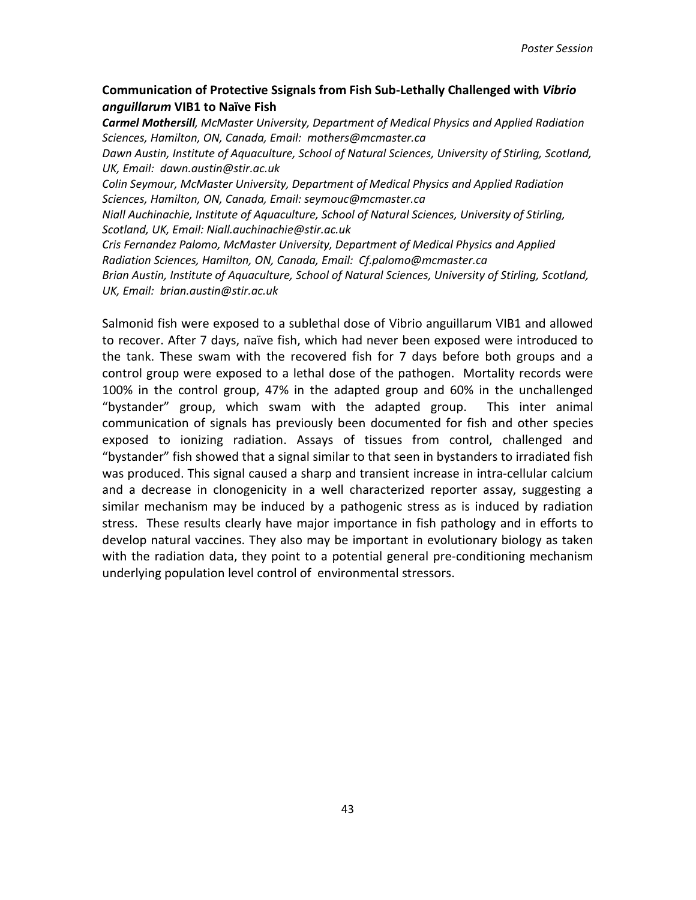### Communication of Protective Ssignals from Fish Sub-Lethally Challenged with *Vibrio anguillarum* VIB1 to Naïve Fish

***Carmel Mothersill**, McMaster University, Department of Medical Physics and Applied Radiation Sciences, Hamilton, ON, Canada, Email: mothers@mcmaster.ca*
*Dawn Austin, Institute of Aquaculture, School of Natural Sciences, University of Stirling, Scotland, UK, Email: dawn.austin@stir.ac.uk*
*Colin Seymour, McMaster University, Department of Medical Physics and Applied Radiation Sciences, Hamilton, ON, Canada, Email: seymouc@mcmaster.ca*
*Niall Auchinachie, Institute of Aquaculture, School of Natural Sciences, University of Stirling, Scotland, UK, Email: Niall.auchinachie@stir.ac.uk*
*Cris Fernandez Palomo, McMaster University, Department of Medical Physics and Applied Radiation Sciences, Hamilton, ON, Canada, Email: Cf.palomo@mcmaster.ca*
*Brian Austin, Institute of Aquaculture, School of Natural Sciences, University of Stirling, Scotland, UK, Email: brian.austin@stir.ac.uk*

Salmonid fish were exposed to a sublethal dose of Vibrio anguillarum VIB1 and allowed to recover. After 7 days, naïve fish, which had never been exposed were introduced to the tank. These swam with the recovered fish for 7 days before both groups and a control group were exposed to a lethal dose of the pathogen. Mortality records were 100% in the control group, 47% in the adapted group and 60% in the unchallenged "bystander" group, which swam with the adapted group. This inter animal communication of signals has previously been documented for fish and other species exposed to ionizing radiation. Assays of tissues from control, challenged and "bystander" fish showed that a signal similar to that seen in bystanders to irradiated fish was produced. This signal caused a sharp and transient increase in intra-cellular calcium and a decrease in clonogenicity in a well characterized reporter assay, suggesting a similar mechanism may be induced by a pathogenic stress as is induced by radiation stress. These results clearly have major importance in fish pathology and in efforts to develop natural vaccines. They also may be important in evolutionary biology as taken with the radiation data, they point to a potential general pre-conditioning mechanism underlying population level control of environmental stressors.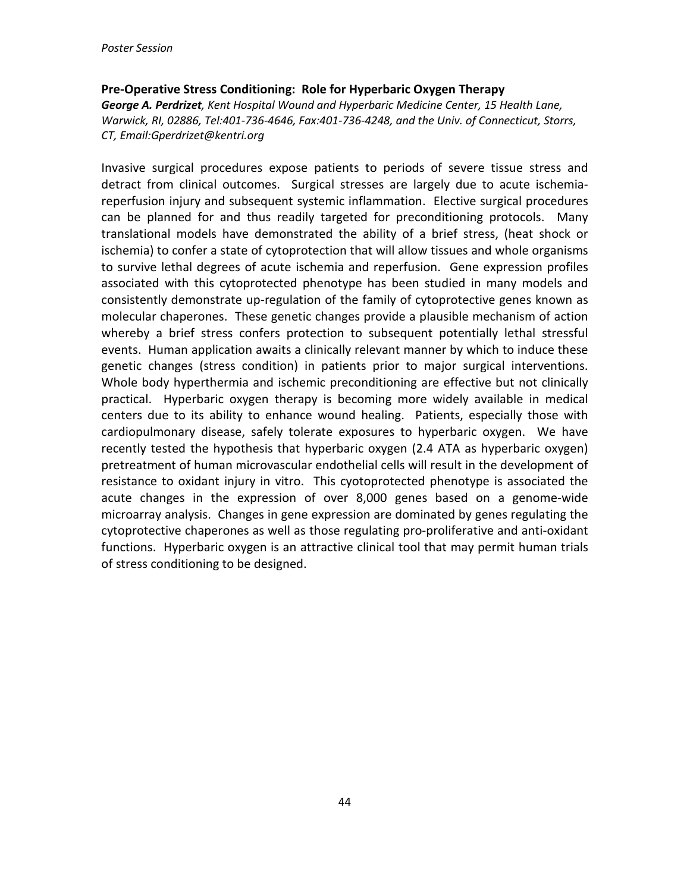*Poster Session*

**Pre-Operative Stress Conditioning: Role for Hyperbaric Oxygen Therapy**

***George A. Perdrizet****, Kent Hospital Wound and Hyperbaric Medicine Center, 15 Health Lane, Warwick, RI, 02886, Tel:401-736-4646, Fax:401-736-4248, and the Univ. of Connecticut, Storrs, CT, Email:Gperdrizet@kentri.org*

Invasive surgical procedures expose patients to periods of severe tissue stress and detract from clinical outcomes. Surgical stresses are largely due to acute ischemia-reperfusion injury and subsequent systemic inflammation. Elective surgical procedures can be planned for and thus readily targeted for preconditioning protocols. Many translational models have demonstrated the ability of a brief stress, (heat shock or ischemia) to confer a state of cytoprotection that will allow tissues and whole organisms to survive lethal degrees of acute ischemia and reperfusion. Gene expression profiles associated with this cytoprotected phenotype has been studied in many models and consistently demonstrate up-regulation of the family of cytoprotective genes known as molecular chaperones. These genetic changes provide a plausible mechanism of action whereby a brief stress confers protection to subsequent potentially lethal stressful events. Human application awaits a clinically relevant manner by which to induce these genetic changes (stress condition) in patients prior to major surgical interventions. Whole body hyperthermia and ischemic preconditioning are effective but not clinically practical. Hyperbaric oxygen therapy is becoming more widely available in medical centers due to its ability to enhance wound healing. Patients, especially those with cardiopulmonary disease, safely tolerate exposures to hyperbaric oxygen. We have recently tested the hypothesis that hyperbaric oxygen (2.4 ATA as hyperbaric oxygen) pretreatment of human microvascular endothelial cells will result in the development of resistance to oxidant injury in vitro. This cyotoprotected phenotype is associated the acute changes in the expression of over 8,000 genes based on a genome-wide microarray analysis. Changes in gene expression are dominated by genes regulating the cytoprotective chaperones as well as those regulating pro-proliferative and anti-oxidant functions. Hyperbaric oxygen is an attractive clinical tool that may permit human trials of stress conditioning to be designed.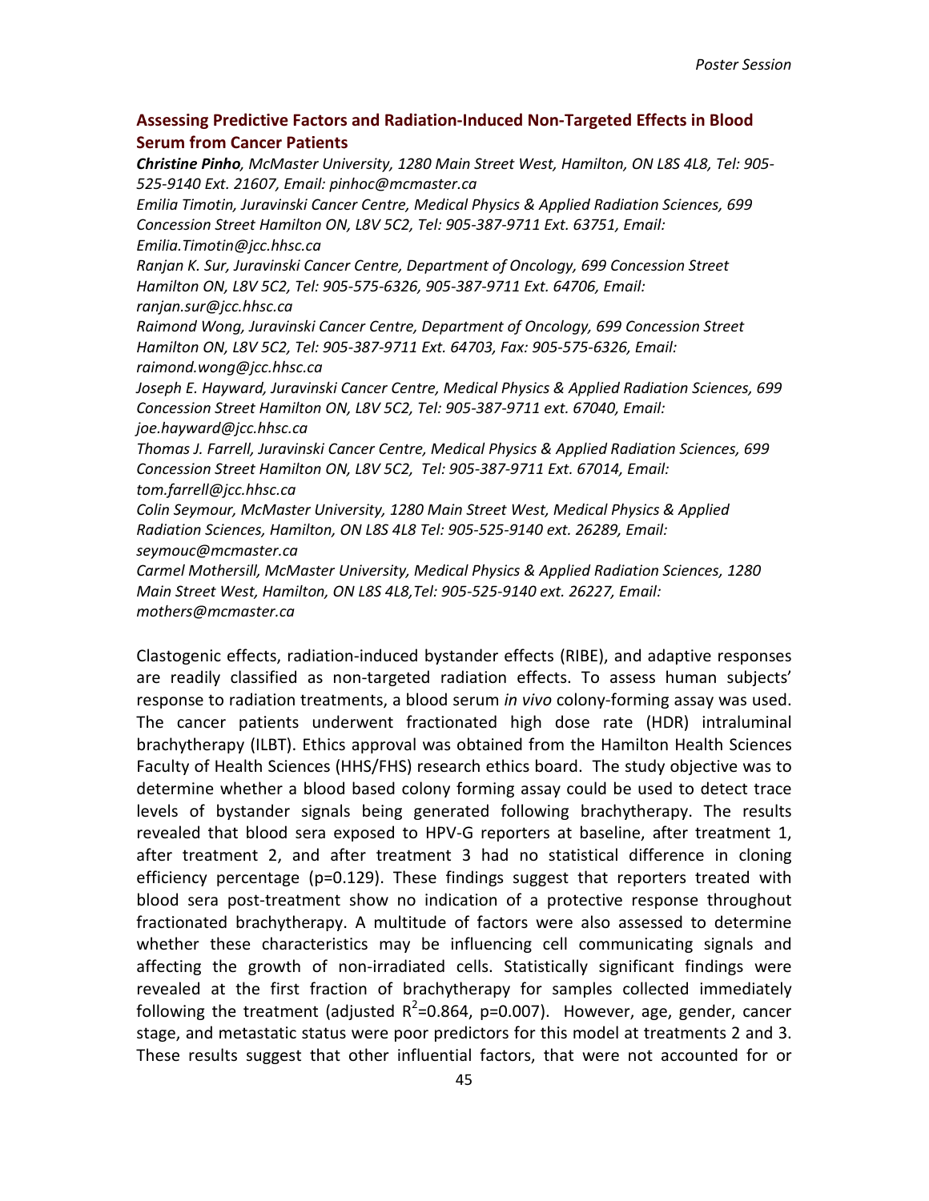## Assessing Predictive Factors and Radiation-Induced Non-Targeted Effects in Blood Serum from Cancer Patients

***Christine Pinho**, McMaster University, 1280 Main Street West, Hamilton, ON L8S 4L8, Tel: 905-525-9140 Ext. 21607, Email: pinhoc@mcmaster.ca*

*Emilia Timotin, Juravinski Cancer Centre, Medical Physics & Applied Radiation Sciences, 699 Concession Street Hamilton ON, L8V 5C2, Tel: 905-387-9711 Ext. 63751, Email: Emilia.Timotin@jcc.hhsc.ca*

*Ranjan K. Sur, Juravinski Cancer Centre, Department of Oncology, 699 Concession Street Hamilton ON, L8V 5C2, Tel: 905-575-6326, 905-387-9711 Ext. 64706, Email: ranjan.sur@jcc.hhsc.ca*

*Raimond Wong, Juravinski Cancer Centre, Department of Oncology, 699 Concession Street Hamilton ON, L8V 5C2, Tel: 905-387-9711 Ext. 64703, Fax: 905-575-6326, Email: raimond.wong@jcc.hhsc.ca*

*Joseph E. Hayward, Juravinski Cancer Centre, Medical Physics & Applied Radiation Sciences, 699 Concession Street Hamilton ON, L8V 5C2, Tel: 905-387-9711 ext. 67040, Email: joe.hayward@jcc.hhsc.ca*

*Thomas J. Farrell, Juravinski Cancer Centre, Medical Physics & Applied Radiation Sciences, 699 Concession Street Hamilton ON, L8V 5C2, Tel: 905-387-9711 Ext. 67014, Email: tom.farrell@jcc.hhsc.ca*

*Colin Seymour, McMaster University, 1280 Main Street West, Medical Physics & Applied Radiation Sciences, Hamilton, ON L8S 4L8 Tel: 905-525-9140 ext. 26289, Email: seymouc@mcmaster.ca*

*Carmel Mothersill, McMaster University, Medical Physics & Applied Radiation Sciences, 1280 Main Street West, Hamilton, ON L8S 4L8,Tel: 905-525-9140 ext. 26227, Email: mothers@mcmaster.ca*

Clastogenic effects, radiation-induced bystander effects (RIBE), and adaptive responses are readily classified as non-targeted radiation effects. To assess human subjects' response to radiation treatments, a blood serum *in vivo* colony-forming assay was used. The cancer patients underwent fractionated high dose rate (HDR) intraluminal brachytherapy (ILBT). Ethics approval was obtained from the Hamilton Health Sciences Faculty of Health Sciences (HHS/FHS) research ethics board. The study objective was to determine whether a blood based colony forming assay could be used to detect trace levels of bystander signals being generated following brachytherapy. The results revealed that blood sera exposed to HPV-G reporters at baseline, after treatment 1, after treatment 2, and after treatment 3 had no statistical difference in cloning efficiency percentage ($p=0.129$). These findings suggest that reporters treated with blood sera post-treatment show no indication of a protective response throughout fractionated brachytherapy. A multitude of factors were also assessed to determine whether these characteristics may be influencing cell communicating signals and affecting the growth of non-irradiated cells. Statistically significant findings were revealed at the first fraction of brachytherapy for samples collected immediately following the treatment (adjusted $R^2=0.864$, $p=0.007$). However, age, gender, cancer stage, and metastatic status were poor predictors for this model at treatments 2 and 3. These results suggest that other influential factors, that were not accounted for or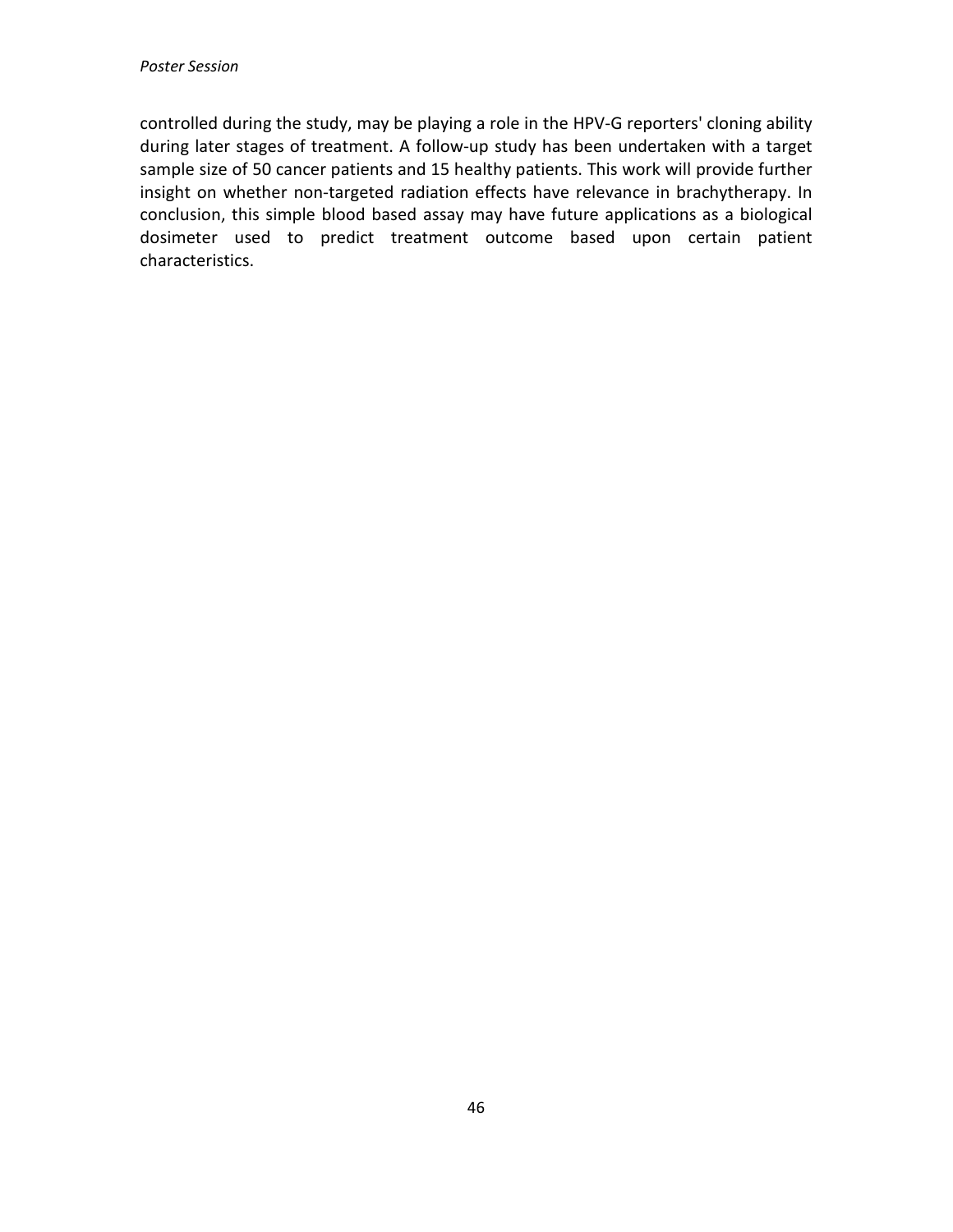controlled during the study, may be playing a role in the HPV-G reporters' cloning ability during later stages of treatment. A follow-up study has been undertaken with a target sample size of 50 cancer patients and 15 healthy patients. This work will provide further insight on whether non-targeted radiation effects have relevance in brachytherapy. In conclusion, this simple blood based assay may have future applications as a biological dosimeter used to predict treatment outcome based upon certain patient characteristics.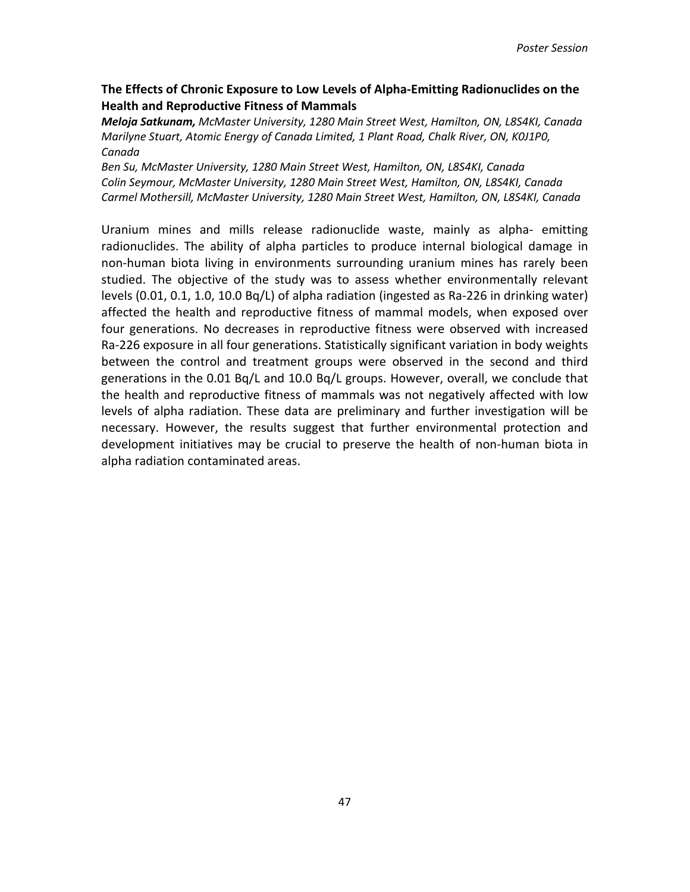## The Effects of Chronic Exposure to Low Levels of Alpha-Emitting Radionuclides on the Health and Reproductive Fitness of Mammals

***Meloja Satkunam,*** *McMaster University, 1280 Main Street West, Hamilton, ON, L8S4KI, Canada*
*Marilyne Stuart, Atomic Energy of Canada Limited, 1 Plant Road, Chalk River, ON, K0J1P0, Canada*
*Ben Su, McMaster University, 1280 Main Street West, Hamilton, ON, L8S4KI, Canada*
*Colin Seymour, McMaster University, 1280 Main Street West, Hamilton, ON, L8S4KI, Canada*
*Carmel Mothersill, McMaster University, 1280 Main Street West, Hamilton, ON, L8S4KI, Canada*

Uranium mines and mills release radionuclide waste, mainly as alpha- emitting radionuclides. The ability of alpha particles to produce internal biological damage in non-human biota living in environments surrounding uranium mines has rarely been studied. The objective of the study was to assess whether environmentally relevant levels (0.01, 0.1, 1.0, 10.0 Bq/L) of alpha radiation (ingested as Ra-226 in drinking water) affected the health and reproductive fitness of mammal models, when exposed over four generations. No decreases in reproductive fitness were observed with increased Ra-226 exposure in all four generations. Statistically significant variation in body weights between the control and treatment groups were observed in the second and third generations in the 0.01 Bq/L and 10.0 Bq/L groups. However, overall, we conclude that the health and reproductive fitness of mammals was not negatively affected with low levels of alpha radiation. These data are preliminary and further investigation will be necessary. However, the results suggest that further environmental protection and development initiatives may be crucial to preserve the health of non-human biota in alpha radiation contaminated areas.